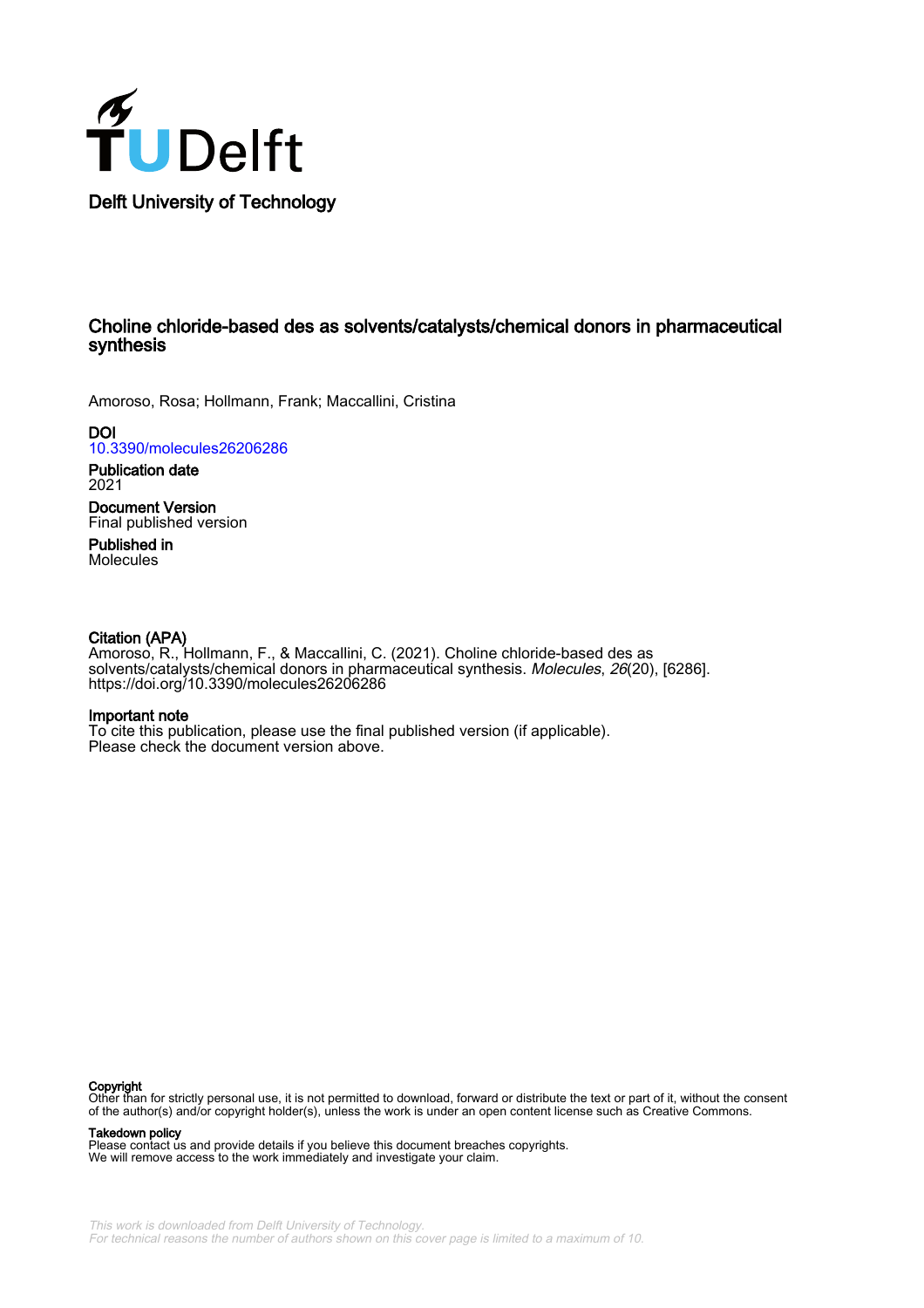Delft University of Technology

# Choline chloride-based des as solvents/catalysts/chemical donors in pharmaceutical synthesis

Amoroso, Rosa; Hollmann, Frank; Maccallini, Cristina

**DOI**
10.3390/molecules26206286

**Publication date**
2021

**Document Version**
Final published version

**Published in**
Molecules

**Citation (APA)**
Amoroso, R., Hollmann, F., & Maccallini, C. (2021). Choline chloride-based des as solvents/catalysts/chemical donors in pharmaceutical synthesis. *Molecules*, *26*(20), [6286]. https://doi.org/10.3390/molecules26206286

**Important note**
To cite this publication, please use the final published version (if applicable).
Please check the document version above.

**Copyright**
Other than for strictly personal use, it is not permitted to download, forward or distribute the text or part of it, without the consent of the author(s) and/or copyright holder(s), unless the work is under an open content license such as Creative Commons.

**Takedown policy**
Please contact us and provide details if you believe this document breaches copyrights.
We will remove access to the work immediately and investigate your claim.

*This work is downloaded from Delft University of Technology.*
*For technical reasons the number of authors shown on this cover page is limited to a maximum of 10.*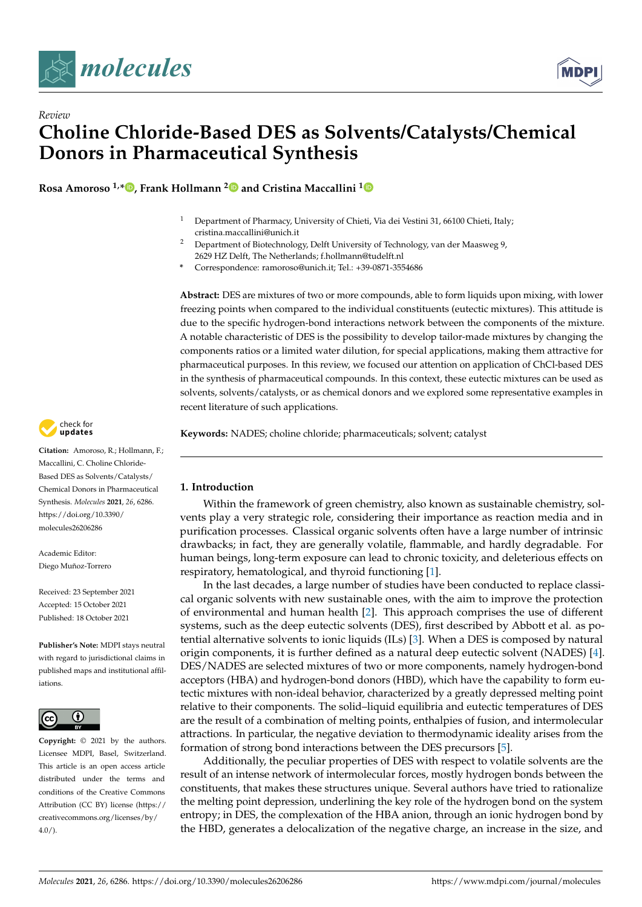# Review

# Choline Chloride-Based DES as Solvents/Catalysts/Chemical Donors in Pharmaceutical Synthesis

**Rosa Amoroso [1,*], Frank Hollmann [2] and Cristina Maccallini [1]**

[1] Department of Pharmacy, University of Chieti, Via dei Vestini 31, 66100 Chieti, Italy; cristina.maccallini@unich.it

[2] Department of Biotechnology, Delft University of Technology, van der Maasweg 9, 2629 HZ Delft, The Netherlands; f.hollmann@tudelft.nl

\* Correspondence: ramoroso@unich.it; Tel.: +39-0871-3554686

**Abstract:** DES are mixtures of two or more compounds, able to form liquids upon mixing, with lower freezing points when compared to the individual constituents (eutectic mixtures). This attitude is due to the specific hydrogen-bond interactions network between the components of the mixture. A notable characteristic of DES is the possibility to develop tailor-made mixtures by changing the components ratios or a limited water dilution, for special applications, making them attractive for pharmaceutical purposes. In this review, we focused our attention on application of ChCl-based DES in the synthesis of pharmaceutical compounds. In this context, these eutectic mixtures can be used as solvents, solvents/catalysts, or as chemical donors and we explored some representative examples in recent literature of such applications.

**Keywords:** NADES; choline chloride; pharmaceuticals; solvent; catalyst

**Citation:** Amoroso, R.; Hollmann, F.; Maccallini, C. Choline Chloride-Based DES as Solvents/Catalysts/Chemical Donors in Pharmaceutical Synthesis. *Molecules* **2021**, *26*, 6286. https://doi.org/10.3390/molecules26206286

Academic Editor: Diego Muñoz-Torrero

Received: 23 September 2021
Accepted: 15 October 2021
Published: 18 October 2021

**Publisher's Note:** MDPI stays neutral with regard to jurisdictional claims in published maps and institutional affiliations.

**Copyright:** © 2021 by the authors. Licensee MDPI, Basel, Switzerland. This article is an open access article distributed under the terms and conditions of the Creative Commons Attribution (CC BY) license (https://creativecommons.org/licenses/by/4.0/).

## 1. Introduction

Within the framework of green chemistry, also known as sustainable chemistry, solvents play a very strategic role, considering their importance as reaction media and in purification processes. Classical organic solvents often have a large number of intrinsic drawbacks; in fact, they are generally volatile, flammable, and hardly degradable. For human beings, long-term exposure can lead to chronic toxicity, and deleterious effects on respiratory, hematological, and thyroid functioning [1].

In the last decades, a large number of studies have been conducted to replace classical organic solvents with new sustainable ones, with the aim to improve the protection of environmental and human health [2]. This approach comprises the use of different systems, such as the deep eutectic solvents (DES), first described by Abbott et al. as potential alternative solvents to ionic liquids (ILs) [3]. When a DES is composed by natural origin components, it is further defined as a natural deep eutectic solvent (NADES) [4]. DES/NADES are selected mixtures of two or more components, namely hydrogen-bond acceptors (HBA) and hydrogen-bond donors (HBD), which have the capability to form eutectic mixtures with non-ideal behavior, characterized by a greatly depressed melting point relative to their components. The solid–liquid equilibria and eutectic temperatures of DES are the result of a combination of melting points, enthalpies of fusion, and intermolecular attractions. In particular, the negative deviation to thermodynamic ideality arises from the formation of strong bond interactions between the DES precursors [5].

Additionally, the peculiar properties of DES with respect to volatile solvents are the result of an intense network of intermolecular forces, mostly hydrogen bonds between the constituents, that makes these structures unique. Several authors have tried to rationalize the melting point depression, underlining the key role of the hydrogen bond on the system entropy; in DES, the complexation of the HBA anion, through an ionic hydrogen bond by the HBD, generates a delocalization of the negative charge, an increase in the size, and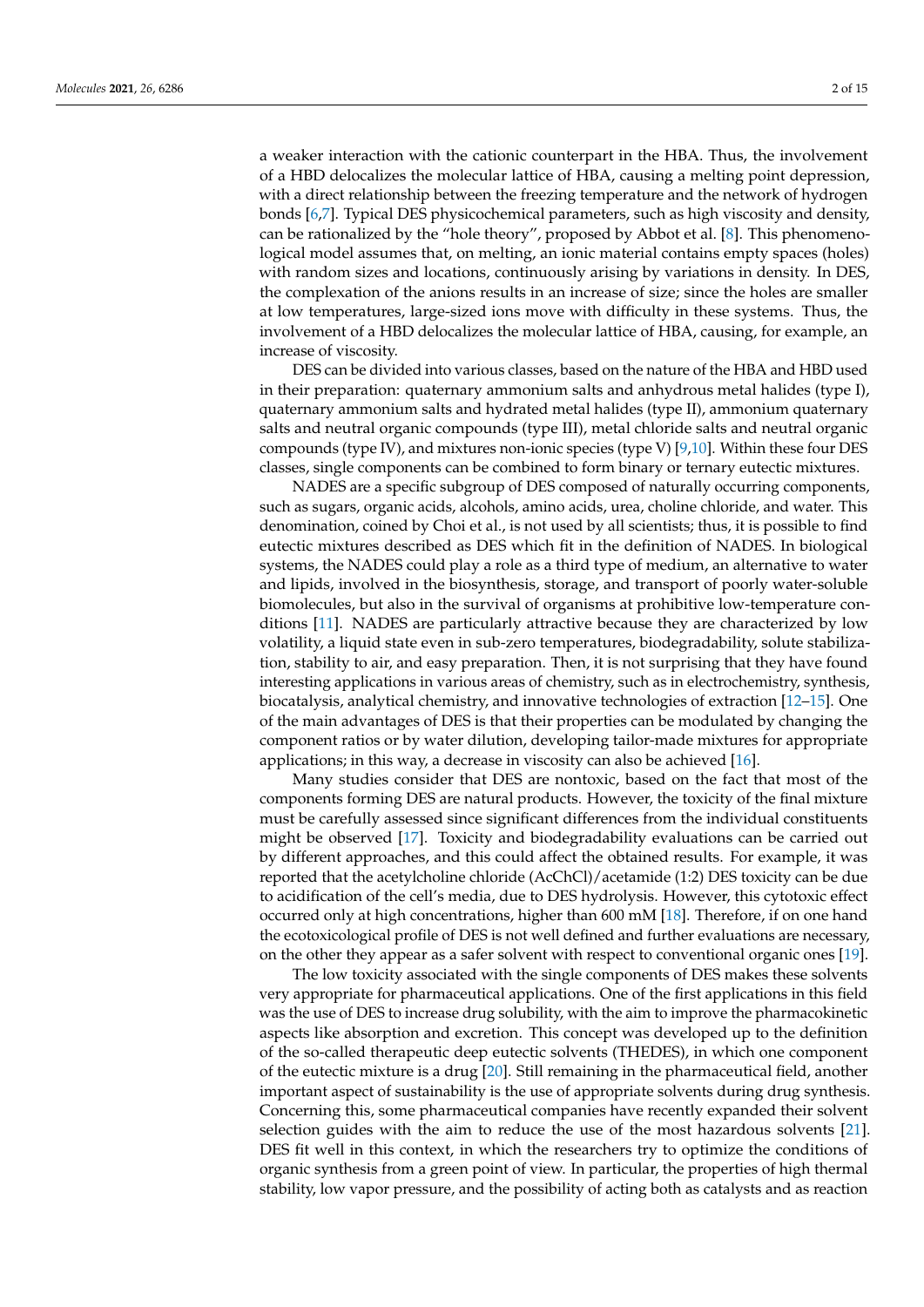a weaker interaction with the cationic counterpart in the HBA. Thus, the involvement of a HBD delocalizes the molecular lattice of HBA, causing a melting point depression, with a direct relationship between the freezing temperature and the network of hydrogen bonds [6,7]. Typical DES physicochemical parameters, such as high viscosity and density, can be rationalized by the "hole theory", proposed by Abbot et al. [8]. This phenomenological model assumes that, on melting, an ionic material contains empty spaces (holes) with random sizes and locations, continuously arising by variations in density. In DES, the complexation of the anions results in an increase of size; since the holes are smaller at low temperatures, large-sized ions move with difficulty in these systems. Thus, the involvement of a HBD delocalizes the molecular lattice of HBA, causing, for example, an increase of viscosity.

DES can be divided into various classes, based on the nature of the HBA and HBD used in their preparation: quaternary ammonium salts and anhydrous metal halides (type I), quaternary ammonium salts and hydrated metal halides (type II), ammonium quaternary salts and neutral organic compounds (type III), metal chloride salts and neutral organic compounds (type IV), and mixtures non-ionic species (type V) [9,10]. Within these four DES classes, single components can be combined to form binary or ternary eutectic mixtures.

NADES are a specific subgroup of DES composed of naturally occurring components, such as sugars, organic acids, alcohols, amino acids, urea, choline chloride, and water. This denomination, coined by Choi et al., is not used by all scientists; thus, it is possible to find eutectic mixtures described as DES which fit in the definition of NADES. In biological systems, the NADES could play a role as a third type of medium, an alternative to water and lipids, involved in the biosynthesis, storage, and transport of poorly water-soluble biomolecules, but also in the survival of organisms at prohibitive low-temperature conditions [11]. NADES are particularly attractive because they are characterized by low volatility, a liquid state even in sub-zero temperatures, biodegradability, solute stabilization, stability to air, and easy preparation. Then, it is not surprising that they have found interesting applications in various areas of chemistry, such as in electrochemistry, synthesis, biocatalysis, analytical chemistry, and innovative technologies of extraction [12–15]. One of the main advantages of DES is that their properties can be modulated by changing the component ratios or by water dilution, developing tailor-made mixtures for appropriate applications; in this way, a decrease in viscosity can also be achieved [16].

Many studies consider that DES are nontoxic, based on the fact that most of the components forming DES are natural products. However, the toxicity of the final mixture must be carefully assessed since significant differences from the individual constituents might be observed [17]. Toxicity and biodegradability evaluations can be carried out by different approaches, and this could affect the obtained results. For example, it was reported that the acetylcholine chloride (AcChCl)/acetamide (1:2) DES toxicity can be due to acidification of the cell's media, due to DES hydrolysis. However, this cytotoxic effect occurred only at high concentrations, higher than 600 mM [18]. Therefore, if on one hand the ecotoxicological profile of DES is not well defined and further evaluations are necessary, on the other they appear as a safer solvent with respect to conventional organic ones [19].

The low toxicity associated with the single components of DES makes these solvents very appropriate for pharmaceutical applications. One of the first applications in this field was the use of DES to increase drug solubility, with the aim to improve the pharmacokinetic aspects like absorption and excretion. This concept was developed up to the definition of the so-called therapeutic deep eutectic solvents (THEDES), in which one component of the eutectic mixture is a drug [20]. Still remaining in the pharmaceutical field, another important aspect of sustainability is the use of appropriate solvents during drug synthesis. Concerning this, some pharmaceutical companies have recently expanded their solvent selection guides with the aim to reduce the use of the most hazardous solvents [21]. DES fit well in this context, in which the researchers try to optimize the conditions of organic synthesis from a green point of view. In particular, the properties of high thermal stability, low vapor pressure, and the possibility of acting both as catalysts and as reaction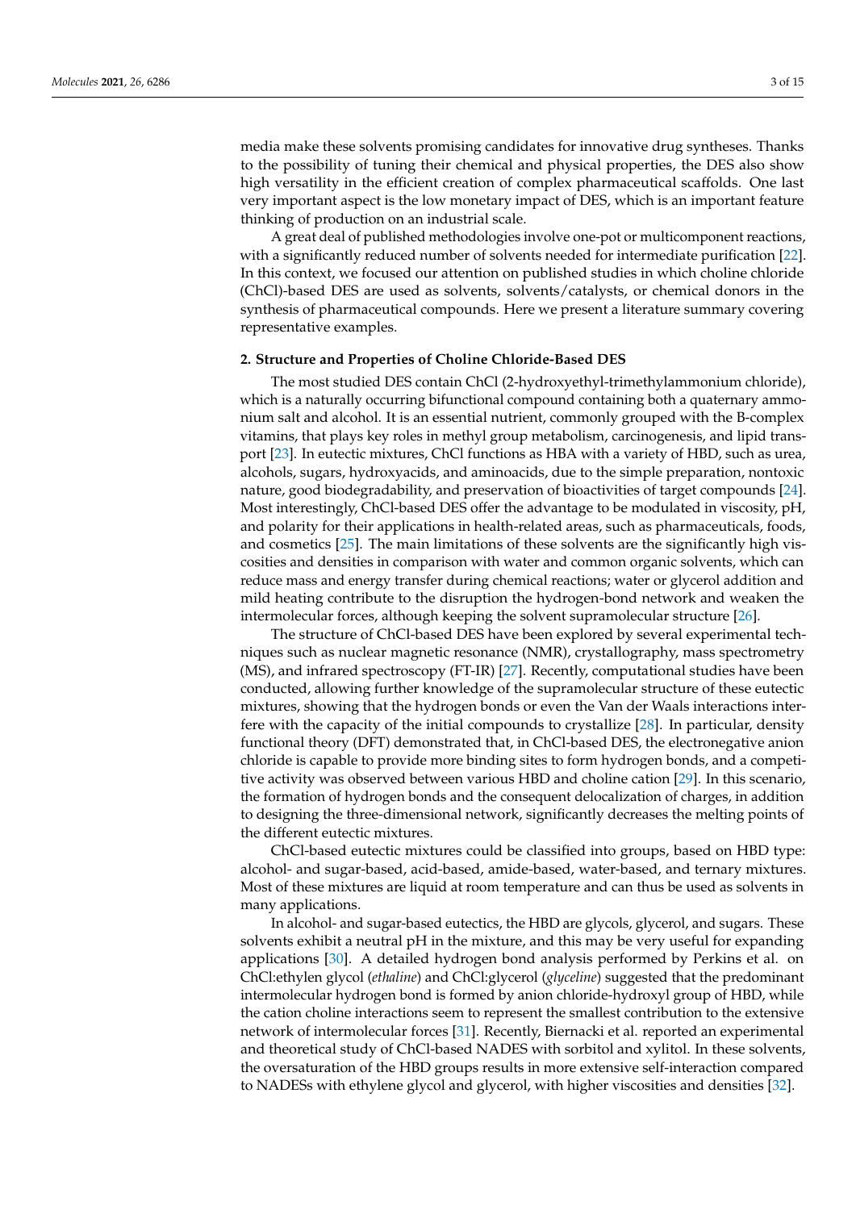media make these solvents promising candidates for innovative drug syntheses. Thanks to the possibility of tuning their chemical and physical properties, the DES also show high versatility in the efficient creation of complex pharmaceutical scaffolds. One last very important aspect is the low monetary impact of DES, which is an important feature thinking of production on an industrial scale.

A great deal of published methodologies involve one-pot or multicomponent reactions, with a significantly reduced number of solvents needed for intermediate purification [22]. In this context, we focused our attention on published studies in which choline chloride (ChCl)-based DES are used as solvents, solvents/catalysts, or chemical donors in the synthesis of pharmaceutical compounds. Here we present a literature summary covering representative examples.

## 2. Structure and Properties of Choline Chloride-Based DES

The most studied DES contain ChCl (2-hydroxyethyl-trimethylammonium chloride), which is a naturally occurring bifunctional compound containing both a quaternary ammonium salt and alcohol. It is an essential nutrient, commonly grouped with the B-complex vitamins, that plays key roles in methyl group metabolism, carcinogenesis, and lipid transport [23]. In eutectic mixtures, ChCl functions as HBA with a variety of HBD, such as urea, alcohols, sugars, hydroxyacids, and aminoacids, due to the simple preparation, nontoxic nature, good biodegradability, and preservation of bioactivities of target compounds [24]. Most interestingly, ChCl-based DES offer the advantage to be modulated in viscosity, pH, and polarity for their applications in health-related areas, such as pharmaceuticals, foods, and cosmetics [25]. The main limitations of these solvents are the significantly high viscosities and densities in comparison with water and common organic solvents, which can reduce mass and energy transfer during chemical reactions; water or glycerol addition and mild heating contribute to the disruption the hydrogen-bond network and weaken the intermolecular forces, although keeping the solvent supramolecular structure [26].

The structure of ChCl-based DES have been explored by several experimental techniques such as nuclear magnetic resonance (NMR), crystallography, mass spectrometry (MS), and infrared spectroscopy (FT-IR) [27]. Recently, computational studies have been conducted, allowing further knowledge of the supramolecular structure of these eutectic mixtures, showing that the hydrogen bonds or even the Van der Waals interactions interfere with the capacity of the initial compounds to crystallize [28]. In particular, density functional theory (DFT) demonstrated that, in ChCl-based DES, the electronegative anion chloride is capable to provide more binding sites to form hydrogen bonds, and a competitive activity was observed between various HBD and choline cation [29]. In this scenario, the formation of hydrogen bonds and the consequent delocalization of charges, in addition to designing the three-dimensional network, significantly decreases the melting points of the different eutectic mixtures.

ChCl-based eutectic mixtures could be classified into groups, based on HBD type: alcohol- and sugar-based, acid-based, amide-based, water-based, and ternary mixtures. Most of these mixtures are liquid at room temperature and can thus be used as solvents in many applications.

In alcohol- and sugar-based eutectics, the HBD are glycols, glycerol, and sugars. These solvents exhibit a neutral pH in the mixture, and this may be very useful for expanding applications [30]. A detailed hydrogen bond analysis performed by Perkins et al. on ChCl:ethylen glycol (*ethaline*) and ChCl:glycerol (*glyceline*) suggested that the predominant intermolecular hydrogen bond is formed by anion chloride-hydroxyl group of HBD, while the cation choline interactions seem to represent the smallest contribution to the extensive network of intermolecular forces [31]. Recently, Biernacki et al. reported an experimental and theoretical study of ChCl-based NADES with sorbitol and xylitol. In these solvents, the oversaturation of the HBD groups results in more extensive self-interaction compared to NADESs with ethylene glycol and glycerol, with higher viscosities and densities [32].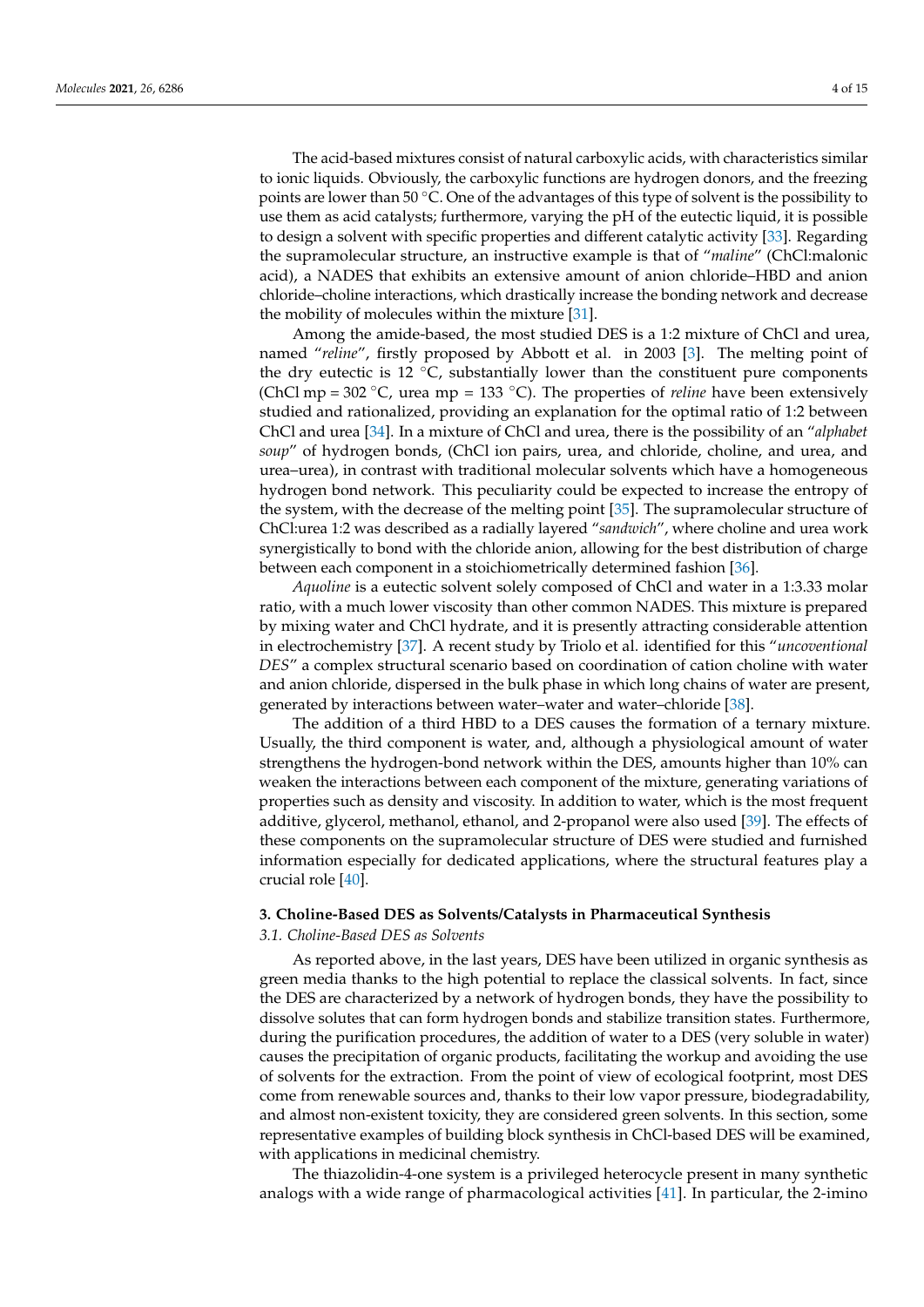The acid-based mixtures consist of natural carboxylic acids, with characteristics similar to ionic liquids. Obviously, the carboxylic functions are hydrogen donors, and the freezing points are lower than 50 °C. One of the advantages of this type of solvent is the possibility to use them as acid catalysts; furthermore, varying the pH of the eutectic liquid, it is possible to design a solvent with specific properties and different catalytic activity [33]. Regarding the supramolecular structure, an instructive example is that of "*maline*" (ChCl:malonic acid), a NADES that exhibits an extensive amount of anion chloride–HBD and anion chloride–choline interactions, which drastically increase the bonding network and decrease the mobility of molecules within the mixture [31].

Among the amide-based, the most studied DES is a 1:2 mixture of ChCl and urea, named "*reline*", firstly proposed by Abbott et al. in 2003 [3]. The melting point of the dry eutectic is 12 °C, substantially lower than the constituent pure components (ChCl mp = 302 °C, urea mp = 133 °C). The properties of *reline* have been extensively studied and rationalized, providing an explanation for the optimal ratio of 1:2 between ChCl and urea [34]. In a mixture of ChCl and urea, there is the possibility of an "*alphabet soup*" of hydrogen bonds, (ChCl ion pairs, urea, and chloride, choline, and urea, and urea–urea), in contrast with traditional molecular solvents which have a homogeneous hydrogen bond network. This peculiarity could be expected to increase the entropy of the system, with the decrease of the melting point [35]. The supramolecular structure of ChCl:urea 1:2 was described as a radially layered "*sandwich*", where choline and urea work synergistically to bond with the chloride anion, allowing for the best distribution of charge between each component in a stoichiometrically determined fashion [36].

*Aquoline* is a eutectic solvent solely composed of ChCl and water in a 1:3.33 molar ratio, with a much lower viscosity than other common NADES. This mixture is prepared by mixing water and ChCl hydrate, and it is presently attracting considerable attention in electrochemistry [37]. A recent study by Triolo et al. identified for this "*uncoventional DES*" a complex structural scenario based on coordination of cation choline with water and anion chloride, dispersed in the bulk phase in which long chains of water are present, generated by interactions between water–water and water–chloride [38].

The addition of a third HBD to a DES causes the formation of a ternary mixture. Usually, the third component is water, and, although a physiological amount of water strengthens the hydrogen-bond network within the DES, amounts higher than 10% can weaken the interactions between each component of the mixture, generating variations of properties such as density and viscosity. In addition to water, which is the most frequent additive, glycerol, methanol, ethanol, and 2-propanol were also used [39]. The effects of these components on the supramolecular structure of DES were studied and furnished information especially for dedicated applications, where the structural features play a crucial role [40].

## 3. Choline-Based DES as Solvents/Catalysts in Pharmaceutical Synthesis

### 3.1. Choline-Based DES as Solvents

As reported above, in the last years, DES have been utilized in organic synthesis as green media thanks to the high potential to replace the classical solvents. In fact, since the DES are characterized by a network of hydrogen bonds, they have the possibility to dissolve solutes that can form hydrogen bonds and stabilize transition states. Furthermore, during the purification procedures, the addition of water to a DES (very soluble in water) causes the precipitation of organic products, facilitating the workup and avoiding the use of solvents for the extraction. From the point of view of ecological footprint, most DES come from renewable sources and, thanks to their low vapor pressure, biodegradability, and almost non-existent toxicity, they are considered green solvents. In this section, some representative examples of building block synthesis in ChCl-based DES will be examined, with applications in medicinal chemistry.

The thiazolidin-4-one system is a privileged heterocycle present in many synthetic analogs with a wide range of pharmacological activities [41]. In particular, the 2-imino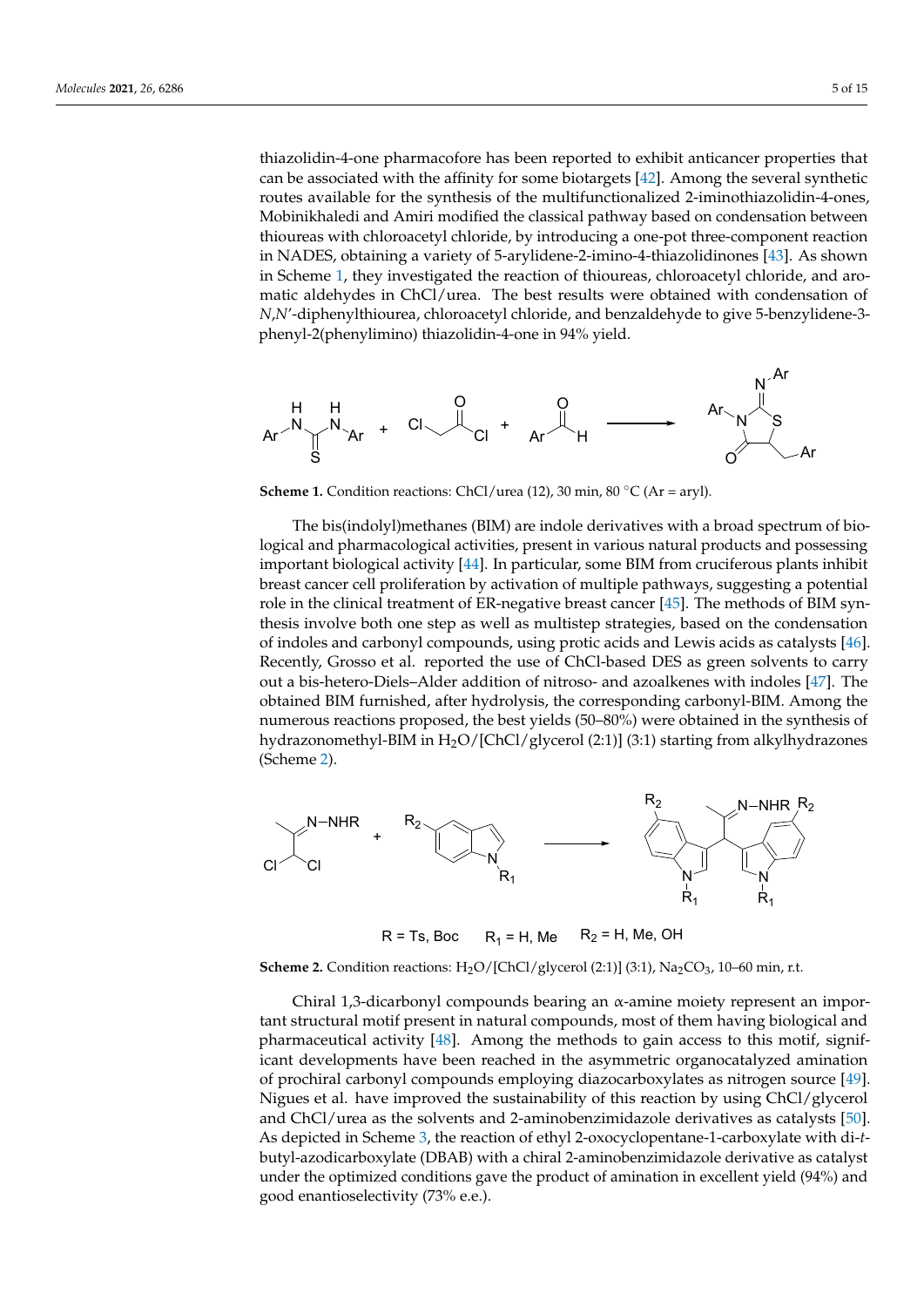thiazolidin-4-one pharmacofore has been reported to exhibit anticancer properties that can be associated with the affinity for some biotargets [42]. Among the several synthetic routes available for the synthesis of the multifunctionalized 2-iminothiazolidin-4-ones, Mobinikhaledi and Amiri modified the classical pathway based on condensation between thioureas with chloroacetyl chloride, by introducing a one-pot three-component reaction in NADES, obtaining a variety of 5-arylidene-2-imino-4-thiazolidinones [43]. As shown in Scheme 1, they investigated the reaction of thioureas, chloroacetyl chloride, and aromatic aldehydes in ChCl/urea. The best results were obtained with condensation of *N*,*N*′-diphenylthiourea, chloroacetyl chloride, and benzaldehyde to give 5-benzylidene-3-phenyl-2(phenylimino) thiazolidin-4-one in 94% yield.

**Scheme 1.** Condition reactions: ChCl/urea (12), 30 min, 80 °C (Ar = aryl).

The bis(indolyl)methanes (BIM) are indole derivatives with a broad spectrum of biological and pharmacological activities, present in various natural products and possessing important biological activity [44]. In particular, some BIM from cruciferous plants inhibit breast cancer cell proliferation by activation of multiple pathways, suggesting a potential role in the clinical treatment of ER-negative breast cancer [45]. The methods of BIM synthesis involve both one step as well as multistep strategies, based on the condensation of indoles and carbonyl compounds, using protic acids and Lewis acids as catalysts [46]. Recently, Grosso et al. reported the use of ChCl-based DES as green solvents to carry out a bis-hetero-Diels–Alder addition of nitroso- and azoalkenes with indoles [47]. The obtained BIM furnished, after hydrolysis, the corresponding carbonyl-BIM. Among the numerous reactions proposed, the best yields (50–80%) were obtained in the synthesis of hydrazonomethyl-BIM in $H_2O$/[ChCl/glycerol (2:1)] (3:1) starting from alkylhydrazones (Scheme 2).

R = Ts, Boc  $R_1$ = H, Me  $R_2$ = H, Me, OH

**Scheme 2.** Condition reactions: $H_2O$/[ChCl/glycerol (2:1)] (3:1), $Na_2CO_3$, 10–60 min, r.t.

Chiral 1,3-dicarbonyl compounds bearing an α-amine moiety represent an important structural motif present in natural compounds, most of them having biological and pharmaceutical activity [48]. Among the methods to gain access to this motif, significant developments have been reached in the asymmetric organocatalyzed amination of prochiral carbonyl compounds employing diazocarboxylates as nitrogen source [49]. Nigues et al. have improved the sustainability of this reaction by using ChCl/glycerol and ChCl/urea as the solvents and 2-aminobenzimidazole derivatives as catalysts [50]. As depicted in Scheme 3, the reaction of ethyl 2-oxocyclopentane-1-carboxylate with di-*t*-butyl-azodicarboxylate (DBAB) with a chiral 2-aminobenzimidazole derivative as catalyst under the optimized conditions gave the product of amination in excellent yield (94%) and good enantioselectivity (73% e.e.).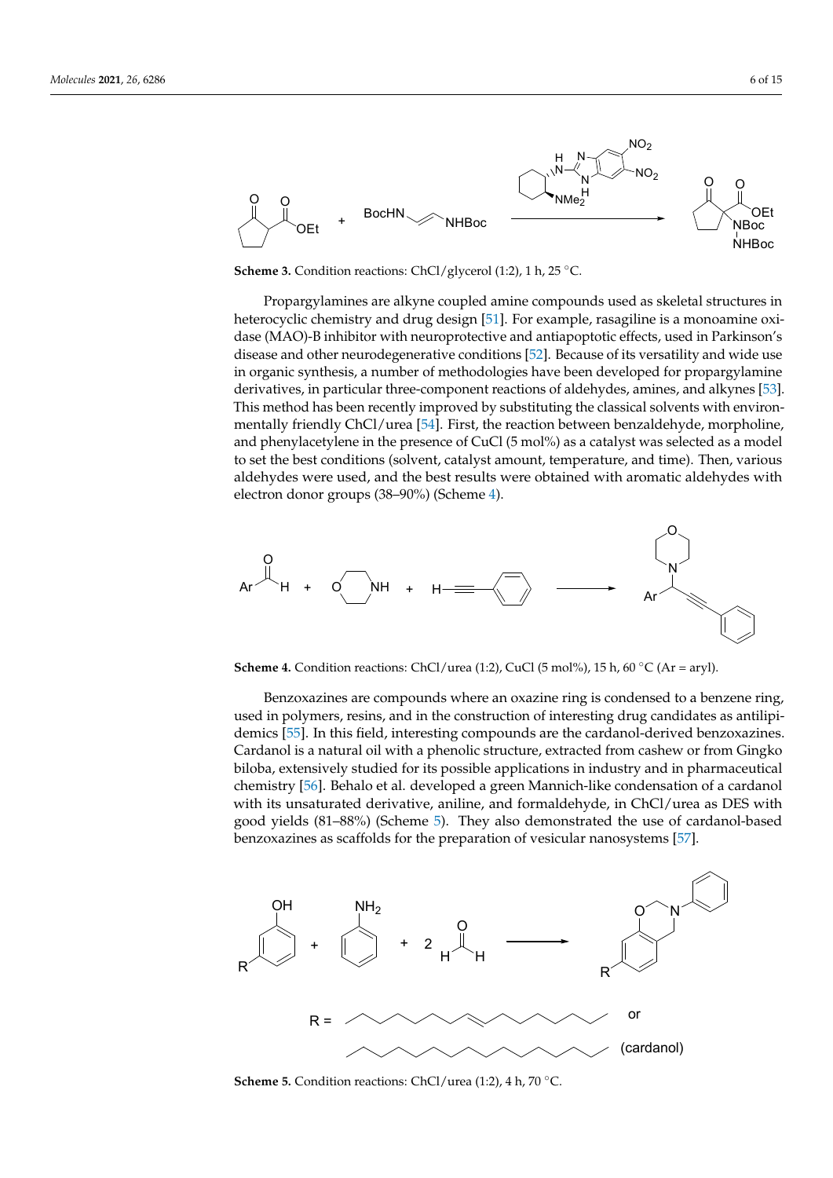**Scheme 3.** Condition reactions: ChCl/glycerol (1:2), 1 h, 25 °C.

Propargylamines are alkyne coupled amine compounds used as skeletal structures in heterocyclic chemistry and drug design [51]. For example, rasagiline is a monoamine oxidase (MAO)-B inhibitor with neuroprotective and antiapoptotic effects, used in Parkinson's disease and other neurodegenerative conditions [52]. Because of its versatility and wide use in organic synthesis, a number of methodologies have been developed for propargylamine derivatives, in particular three-component reactions of aldehydes, amines, and alkynes [53]. This method has been recently improved by substituting the classical solvents with environmentally friendly ChCl/urea [54]. First, the reaction between benzaldehyde, morpholine, and phenylacetylene in the presence of CuCl (5 mol%) as a catalyst was selected as a model to set the best conditions (solvent, catalyst amount, temperature, and time). Then, various aldehydes were used, and the best results were obtained with aromatic aldehydes with electron donor groups (38–90%) (Scheme 4).

**Scheme 4.** Condition reactions: ChCl/urea (1:2), CuCl (5 mol%), 15 h, 60 °C (Ar = aryl).

Benzoxazines are compounds where an oxazine ring is condensed to a benzene ring, used in polymers, resins, and in the construction of interesting drug candidates as antilipidemics [55]. In this field, interesting compounds are the cardanol-derived benzoxazines. Cardanol is a natural oil with a phenolic structure, extracted from cashew or from Gingko biloba, extensively studied for its possible applications in industry and in pharmaceutical chemistry [56]. Behalo et al. developed a green Mannich-like condensation of a cardanol with its unsaturated derivative, aniline, and formaldehyde, in ChCl/urea as DES with good yields (81–88%) (Scheme 5). They also demonstrated the use of cardanol-based benzoxazines as scaffolds for the preparation of vesicular nanosystems [57].

**Scheme 5.** Condition reactions: ChCl/urea (1:2), 4 h, 70 °C.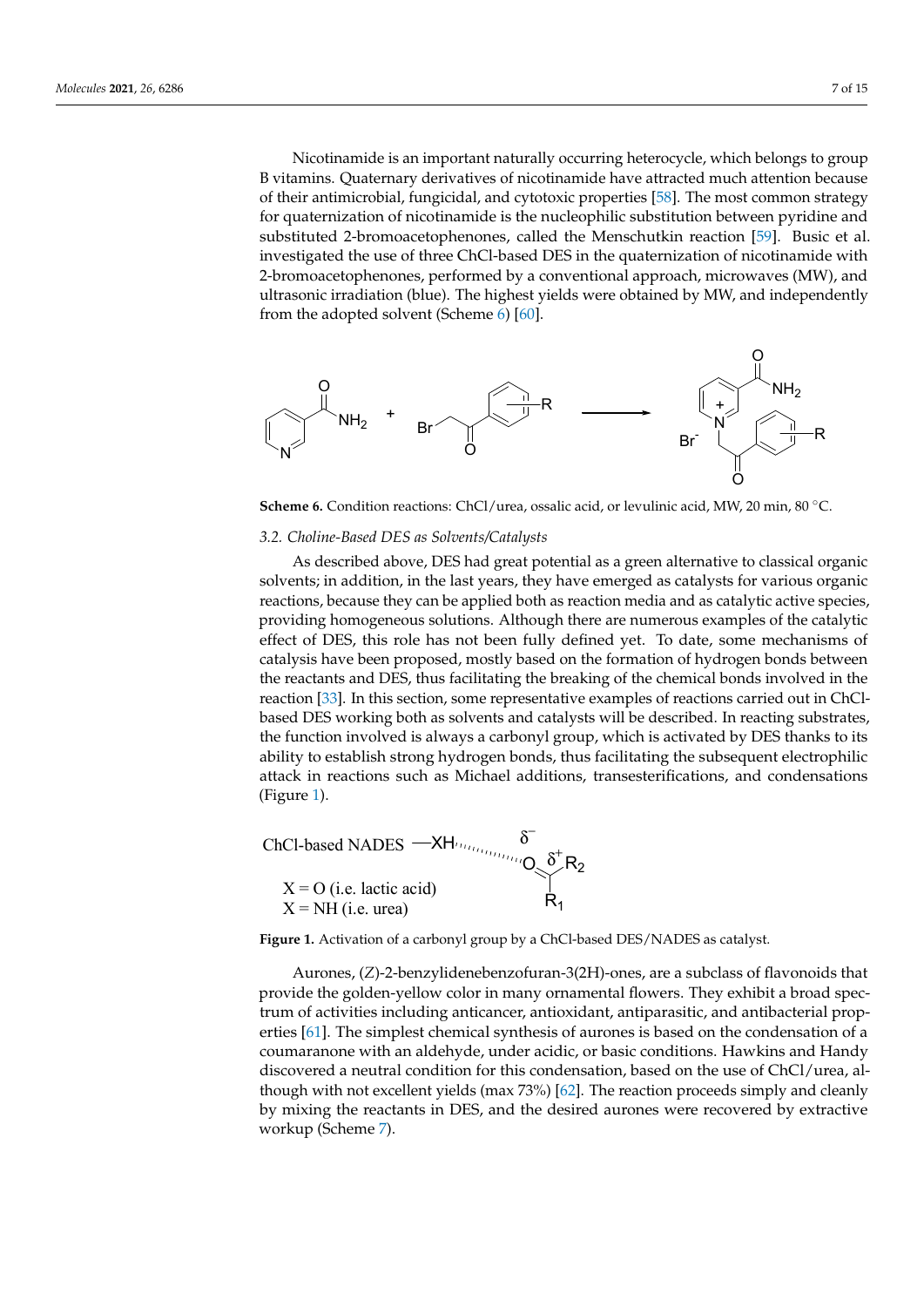Nicotinamide is an important naturally occurring heterocycle, which belongs to group B vitamins. Quaternary derivatives of nicotinamide have attracted much attention because of their antimicrobial, fungicidal, and cytotoxic properties [58]. The most common strategy for quaternization of nicotinamide is the nucleophilic substitution between pyridine and substituted 2-bromoacetophenones, called the Menschutkin reaction [59]. Busic et al. investigated the use of three ChCl-based DES in the quaternization of nicotinamide with 2-bromoacetophenones, performed by a conventional approach, microwaves (MW), and ultrasonic irradiation (blue). The highest yields were obtained by MW, and independently from the adopted solvent (Scheme 6) [60].

**Scheme 6.** Condition reactions: ChCl/urea, ossalic acid, or levulinic acid, MW, 20 min, 80 °C.

### 3.2. Choline-Based DES as Solvents/Catalysts

As described above, DES had great potential as a green alternative to classical organic solvents; in addition, in the last years, they have emerged as catalysts for various organic reactions, because they can be applied both as reaction media and as catalytic active species, providing homogeneous solutions. Although there are numerous examples of the catalytic effect of DES, this role has not been fully defined yet. To date, some mechanisms of catalysis have been proposed, mostly based on the formation of hydrogen bonds between the reactants and DES, thus facilitating the breaking of the chemical bonds involved in the reaction [33]. In this section, some representative examples of reactions carried out in ChCl-based DES working both as solvents and catalysts will be described. In reacting substrates, the function involved is always a carbonyl group, which is activated by DES thanks to its ability to establish strong hydrogen bonds, thus facilitating the subsequent electrophilic attack in reactions such as Michael additions, transesterifications, and condensations (Figure 1).

ChCl-based NADES —XH

X = O (i.e. lactic acid)
X = NH (i.e. urea)

**Figure 1.** Activation of a carbonyl group by a ChCl-based DES/NADES as catalyst.

Aurones, (*Z*)-2-benzylidenebenzofuran-3(2H)-ones, are a subclass of flavonoids that provide the golden-yellow color in many ornamental flowers. They exhibit a broad spectrum of activities including anticancer, antioxidant, antiparasitic, and antibacterial properties [61]. The simplest chemical synthesis of aurones is based on the condensation of a coumaranone with an aldehyde, under acidic, or basic conditions. Hawkins and Handy discovered a neutral condition for this condensation, based on the use of ChCl/urea, although with not excellent yields (max 73%) [62]. The reaction proceeds simply and cleanly by mixing the reactants in DES, and the desired aurones were recovered by extractive workup (Scheme 7).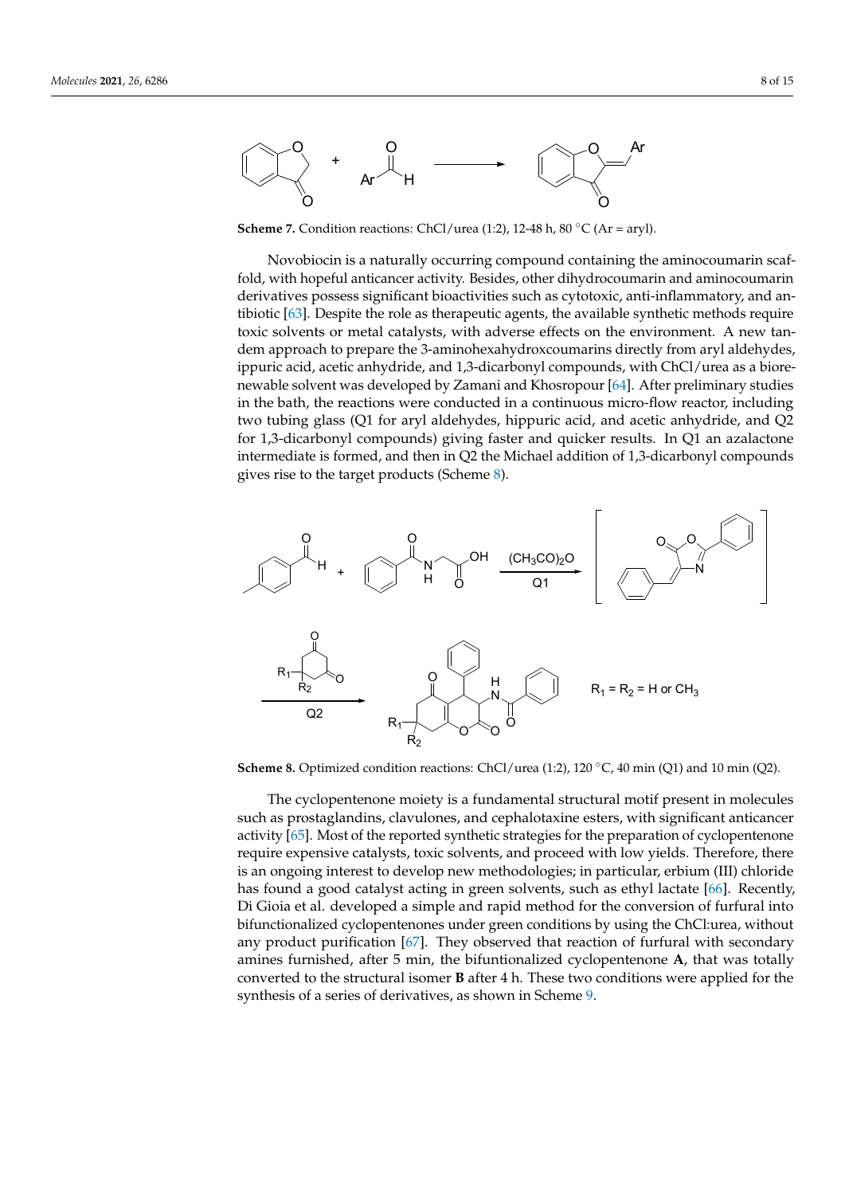**Scheme 7.** Condition reactions: ChCl/urea (1:2), 12-48 h, 80 °C (Ar = aryl).

Novobiocin is a naturally occurring compound containing the aminocoumarin scaffold, with hopeful anticancer activity. Besides, other dihydrocoumarin and aminocoumarin derivatives possess significant bioactivities such as cytotoxic, anti-inflammatory, and antibiotic [63]. Despite the role as therapeutic agents, the available synthetic methods require toxic solvents or metal catalysts, with adverse effects on the environment. A new tandem approach to prepare the 3-aminohexahydroxcoumarins directly from aryl aldehydes, ippuric acid, acetic anhydride, and 1,3-dicarbonyl compounds, with ChCl/urea as a biorenewable solvent was developed by Zamani and Khosropour [64]. After preliminary studies in the bath, the reactions were conducted in a continuous micro-flow reactor, including two tubing glass (Q1 for aryl aldehydes, hippuric acid, and acetic anhydride, and Q2 for 1,3-dicarbonyl compounds) giving faster and quicker results. In Q1 an azalactone intermediate is formed, and then in Q2 the Michael addition of 1,3-dicarbonyl compounds gives rise to the target products (Scheme 8).

**Scheme 8.** Optimized condition reactions: ChCl/urea (1:2), 120 °C, 40 min (Q1) and 10 min (Q2).

The cyclopentenone moiety is a fundamental structural motif present in molecules such as prostaglandins, clavulones, and cephalotaxine esters, with significant anticancer activity [65]. Most of the reported synthetic strategies for the preparation of cyclopentenone require expensive catalysts, toxic solvents, and proceed with low yields. Therefore, there is an ongoing interest to develop new methodologies; in particular, erbium (III) chloride has found a good catalyst acting in green solvents, such as ethyl lactate [66]. Recently, Di Gioia et al. developed a simple and rapid method for the conversion of furfural into bifunctionalized cyclopentenones under green conditions by using the ChCl:urea, without any product purification [67]. They observed that reaction of furfural with secondary amines furnished, after 5 min, the bifuntionalized cyclopentenone **A**, that was totally converted to the structural isomer **B** after 4 h. These two conditions were applied for the synthesis of a series of derivatives, as shown in Scheme 9.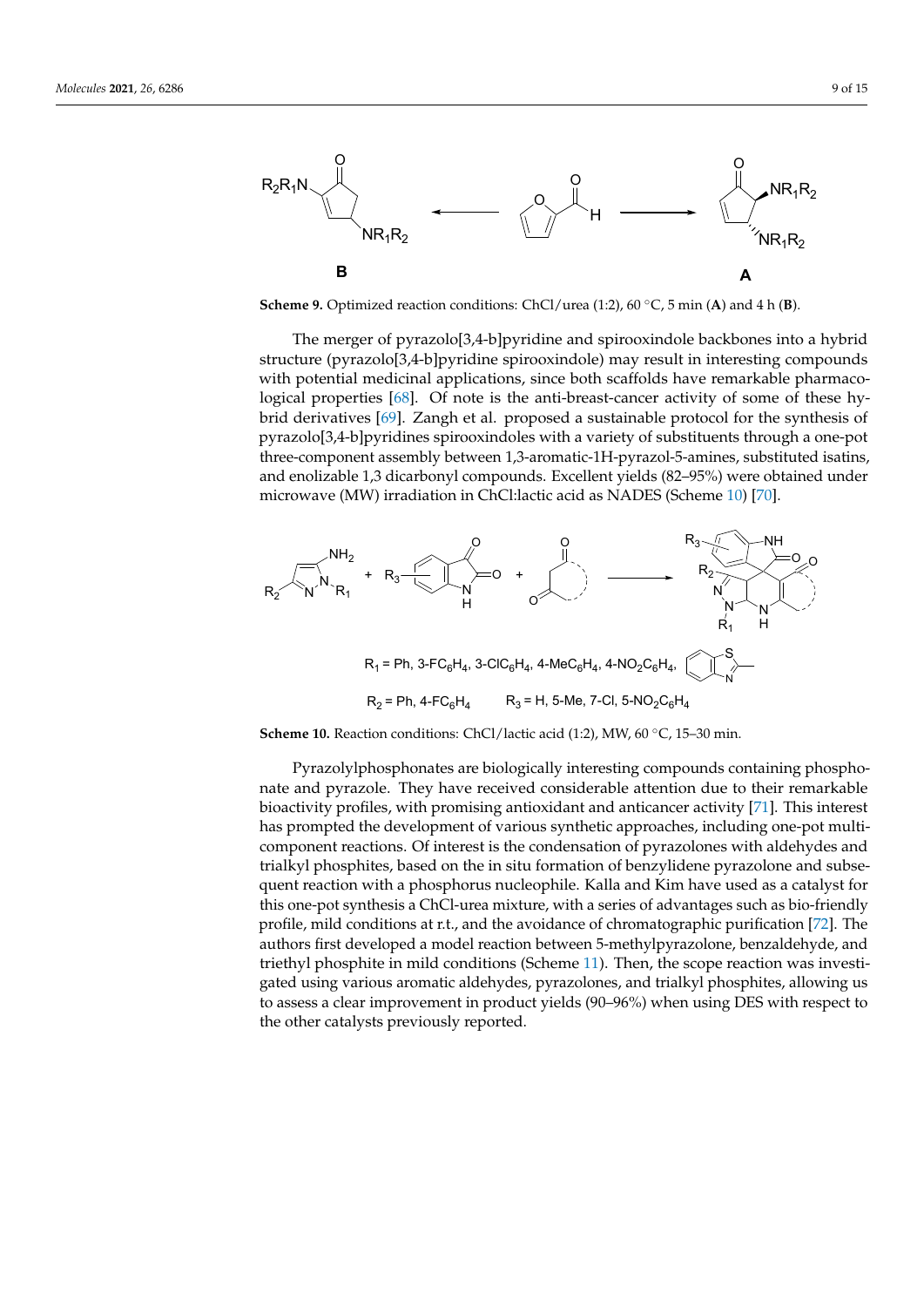**Scheme 9.** Optimized reaction conditions: ChCl/urea (1:2), 60 °C, 5 min (**A**) and 4 h (**B**).

The merger of pyrazolo[3,4-b]pyridine and spirooxindole backbones into a hybrid structure (pyrazolo[3,4-b]pyridine spirooxindole) may result in interesting compounds with potential medicinal applications, since both scaffolds have remarkable pharmacological properties [68]. Of note is the anti-breast-cancer activity of some of these hybrid derivatives [69]. Zangh et al. proposed a sustainable protocol for the synthesis of pyrazolo[3,4-b]pyridines spirooxindoles with a variety of substituents through a one-pot three-component assembly between 1,3-aromatic-1H-pyrazol-5-amines, substituted isatins, and enolizable 1,3 dicarbonyl compounds. Excellent yields (82–95%) were obtained under microwave (MW) irradiation in ChCl:lactic acid as NADES (Scheme 10) [70].

$R_1$ = Ph, 3-$FC_6H_4$, 3-$ClC_6H_4$, 4-$MeC_6H_4$, 4-$NO_2C_6H_4$,

$R_2$ = Ph, 4-$FC_6H_4$ $R_3$ = H, 5-Me, 7-Cl, 5-$NO_2C_6H_4$

**Scheme 10.** Reaction conditions: ChCl/lactic acid (1:2), MW, 60 °C, 15–30 min.

Pyrazolylphosphonates are biologically interesting compounds containing phosphonate and pyrazole. They have received considerable attention due to their remarkable bioactivity profiles, with promising antioxidant and anticancer activity [71]. This interest has prompted the development of various synthetic approaches, including one-pot multicomponent reactions. Of interest is the condensation of pyrazolones with aldehydes and trialkyl phosphites, based on the in situ formation of benzylidene pyrazolone and subsequent reaction with a phosphorus nucleophile. Kalla and Kim have used as a catalyst for this one-pot synthesis a ChCl-urea mixture, with a series of advantages such as bio-friendly profile, mild conditions at r.t., and the avoidance of chromatographic purification [72]. The authors first developed a model reaction between 5-methylpyrazolone, benzaldehyde, and triethyl phosphite in mild conditions (Scheme 11). Then, the scope reaction was investigated using various aromatic aldehydes, pyrazolones, and trialkyl phosphites, allowing us to assess a clear improvement in product yields (90–96%) when using DES with respect to the other catalysts previously reported.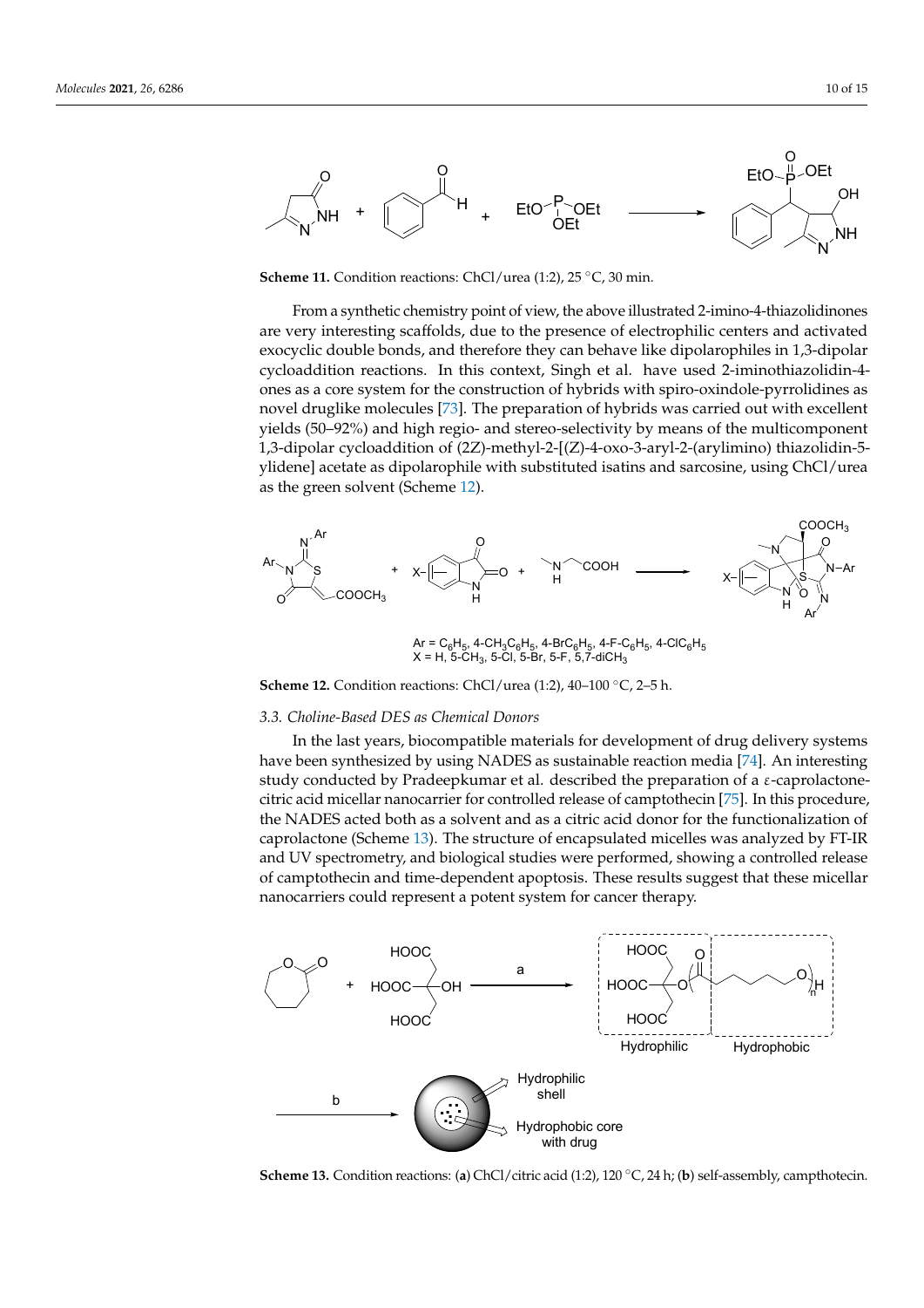**Scheme 11.** Condition reactions: ChCl/urea (1:2), 25 °C, 30 min.

From a synthetic chemistry point of view, the above illustrated 2-imino-4-thiazolidinones are very interesting scaffolds, due to the presence of electrophilic centers and activated exocyclic double bonds, and therefore they can behave like dipolarophiles in 1,3-dipolar cycloaddition reactions. In this context, Singh et al. have used 2-iminothiazolidin-4-ones as a core system for the construction of hybrids with spiro-oxindole-pyrrolidines as novel druglike molecules [73]. The preparation of hybrids was carried out with excellent yields (50–92%) and high regio- and stereo-selectivity by means of the multicomponent 1,3-dipolar cycloaddition of (2Z)-methyl-2-[(Z)-4-oxo-3-aryl-2-(arylimino) thiazolidin-5-ylidene] acetate as dipolarophile with substituted isatins and sarcosine, using ChCl/urea as the green solvent (Scheme 12).

Ar = $C_6H_5$, 4-$CH_3C_6H_5$, 4-$BrC_6H_5$, 4-F-$C_6H_5$, 4-$ClC_6H_5$
X = H, 5-$CH_3$, 5-Cl, 5-Br, 5-F, 5,7-di$CH_3$

**Scheme 12.** Condition reactions: ChCl/urea (1:2), 40–100 °C, 2–5 h.

### *3.3. Choline-Based DES as Chemical Donors*

In the last years, biocompatible materials for development of drug delivery systems have been synthesized by using NADES as sustainable reaction media [74]. An interesting study conducted by Pradeepkumar et al. described the preparation of a ε-caprolactone-citric acid micellar nanocarrier for controlled release of camptothecin [75]. In this procedure, the NADES acted both as a solvent and as a citric acid donor for the functionalization of caprolactone (Scheme 13). The structure of encapsulated micelles was analyzed by FT-IR and UV spectrometry, and biological studies were performed, showing a controlled release of camptothecin and time-dependent apoptosis. These results suggest that these micellar nanocarriers could represent a potent system for cancer therapy.

**Scheme 13.** Condition reactions: (**a**) ChCl/citric acid (1:2), 120 °C, 24 h; (**b**) self-assembly, campthotecin.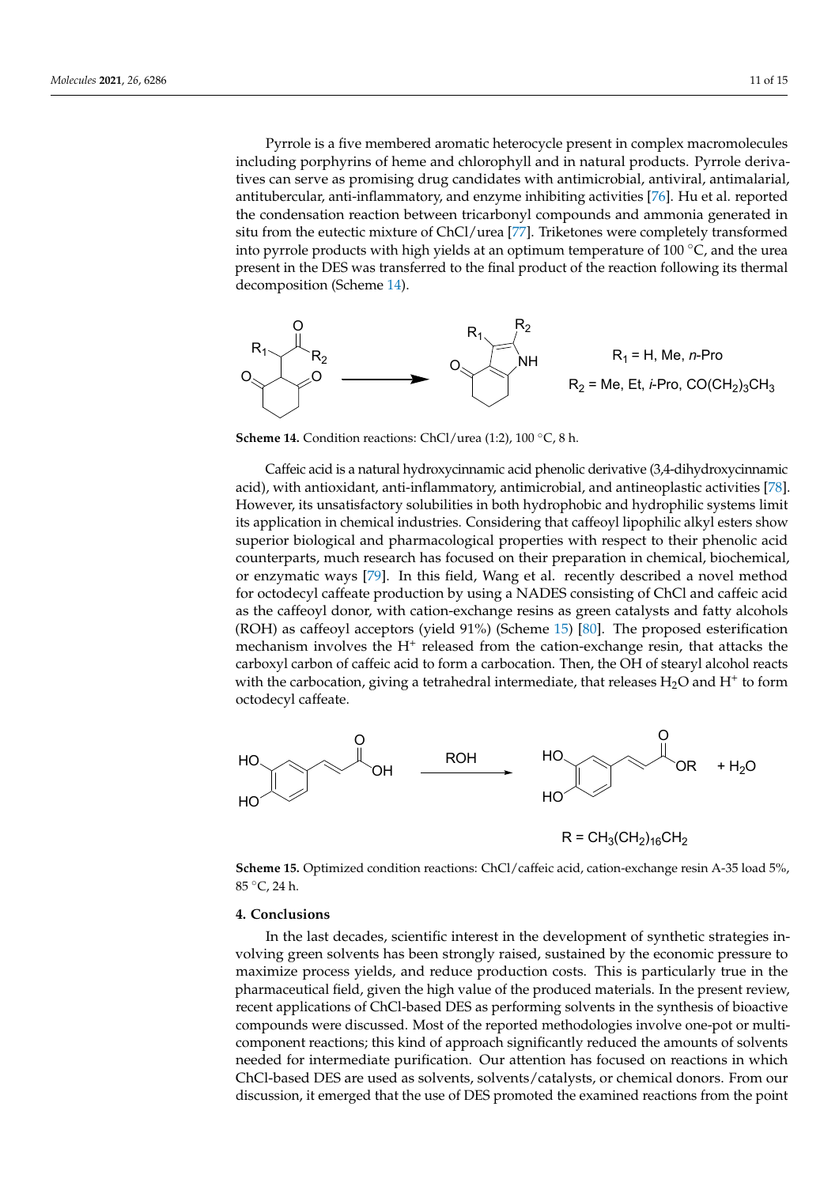Pyrrole is a five membered aromatic heterocycle present in complex macromolecules including porphyrins of heme and chlorophyll and in natural products. Pyrrole derivatives can serve as promising drug candidates with antimicrobial, antiviral, antimalarial, antitubercular, anti-inflammatory, and enzyme inhibiting activities [76]. Hu et al. reported the condensation reaction between tricarbonyl compounds and ammonia generated in situ from the eutectic mixture of ChCl/urea [77]. Triketones were completely transformed into pyrrole products with high yields at an optimum temperature of 100 °C, and the urea present in the DES was transferred to the final product of the reaction following its thermal decomposition (Scheme 14).

$R_1$ = H, Me, *n*-Pro

$R_2$ = Me, Et, *i*-Pro, $CO(CH_2)_3CH_3$

**Scheme 14.** Condition reactions: ChCl/urea (1:2), 100 °C, 8 h.

Caffeic acid is a natural hydroxycinnamic acid phenolic derivative (3,4-dihydroxycinnamic acid), with antioxidant, anti-inflammatory, antimicrobial, and antineoplastic activities [78]. However, its unsatisfactory solubilities in both hydrophobic and hydrophilic systems limit its application in chemical industries. Considering that caffeoyl lipophilic alkyl esters show superior biological and pharmacological properties with respect to their phenolic acid counterparts, much research has focused on their preparation in chemical, biochemical, or enzymatic ways [79]. In this field, Wang et al. recently described a novel method for octodecyl caffeate production by using a NADES consisting of ChCl and caffeic acid as the caffeoyl donor, with cation-exchange resins as green catalysts and fatty alcohols (ROH) as caffeoyl acceptors (yield 91%) (Scheme 15) [80]. The proposed esterification mechanism involves the $H^+$ released from the cation-exchange resin, that attacks the carboxyl carbon of caffeic acid to form a carbocation. Then, the OH of stearyl alcohol reacts with the carbocation, giving a tetrahedral intermediate, that releases $H_2O$ and $H^+$ to form octodecyl caffeate.

ROH → + $H_2O$

R = $CH_3(CH_2)_{16}CH_2$

**Scheme 15.** Optimized condition reactions: ChCl/caffeic acid, cation-exchange resin A-35 load 5%, 85 °C, 24 h.

## 4. Conclusions

In the last decades, scientific interest in the development of synthetic strategies involving green solvents has been strongly raised, sustained by the economic pressure to maximize process yields, and reduce production costs. This is particularly true in the pharmaceutical field, given the high value of the produced materials. In the present review, recent applications of ChCl-based DES as performing solvents in the synthesis of bioactive compounds were discussed. Most of the reported methodologies involve one-pot or multicomponent reactions; this kind of approach significantly reduced the amounts of solvents needed for intermediate purification. Our attention has focused on reactions in which ChCl-based DES are used as solvents, solvents/catalysts, or chemical donors. From our discussion, it emerged that the use of DES promoted the examined reactions from the point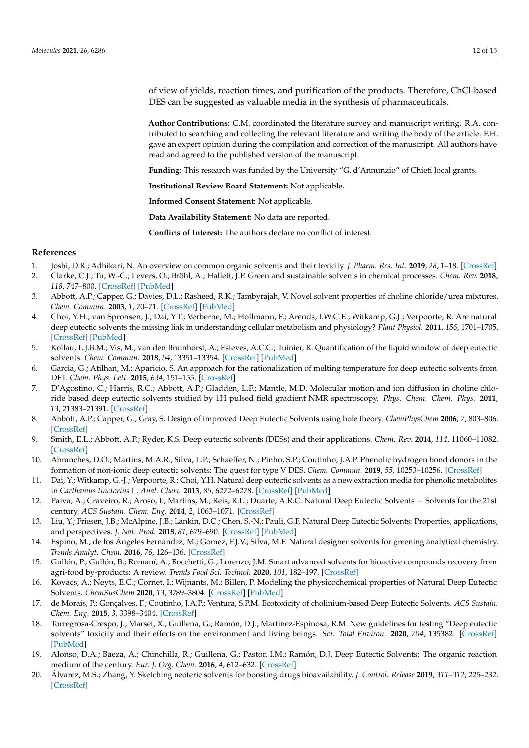of view of yields, reaction times, and purification of the products. Therefore, ChCl-based DES can be suggested as valuable media in the synthesis of pharmaceuticals.

**Author Contributions:** C.M. coordinated the literature survey and manuscript writing. R.A. contributed to searching and collecting the relevant literature and writing the body of the article. F.H. gave an expert opinion during the compilation and correction of the manuscript. All authors have read and agreed to the published version of the manuscript.

**Funding:** This research was funded by the University "G. d'Annunzio" of Chieti local grants.

**Institutional Review Board Statement:** Not applicable.

**Informed Consent Statement:** Not applicable.

**Data Availability Statement:** No data are reported.

**Conflicts of Interest:** The authors declare no conflict of interest.

## References

1. Joshi, D.R.; Adhikari, N. An overview on common organic solvents and their toxicity. *J. Pharm. Res. Int.* **2019**, *28*, 1–18. [CrossRef]
2. Clarke, C.J.; Tu, W.-C.; Levers, O.; Bröhl, A.; Hallett, J.P. Green and sustainable solvents in chemical processes. *Chem. Rev.* **2018**, *118*, 747–800. [CrossRef] [PubMed]
3. Abbott, A.P.; Capper, G.; Davies, D.L.; Rasheed, R.K.; Tambyrajah, V. Novel solvent properties of choline chloride/urea mixtures. *Chem. Commun.* **2003**, *1*, 70–71. [CrossRef] [PubMed]
4. Choi, Y.H.; van Spronsen, J.; Dai, Y.T.; Verberne, M.; Hollmann, F.; Arends, I.W.C.E.; Witkamp, G.J.; Verpoorte, R. Are natural deep eutectic solvents the missing link in understanding cellular metabolism and physiology? *Plant Physiol.* **2011**, *156*, 1701–1705. [CrossRef] [PubMed]
5. Kollau, L.J.B.M.; Vis, M.; van den Bruinhorst, A.; Esteves, A.C.C.; Tuinier, R. Quantification of the liquid window of deep eutectic solvents. *Chem. Commun.* **2018**, *54*, 13351–13354. [CrossRef] [PubMed]
6. Garcia, G.; Atilhan, M.; Aparicio, S. An approach for the rationalization of melting temperature for deep eutectic solvents from DFT. *Chem. Phys. Lett.* **2015**, *634*, 151–155. [CrossRef]
7. D'Agostino, C.; Harris, R.C.; Abbott, A.P.; Gladden, L.F.; Mantle, M.D. Molecular motion and ion diffusion in choline chloride based deep eutectic solvents studied by 1H pulsed field gradient NMR spectroscopy. *Phys. Chem. Chem. Phys.* **2011**, *13*, 21383–21391. [CrossRef]
8. Abbott, A.P.; Capper, G.; Gray, S. Design of improved Deep Eutectic Solvents using hole theory. *ChemPhysChem* **2006**, *7*, 803–806. [CrossRef]
9. Smith, E.L.; Abbott, A.P.; Ryder, K.S. Deep eutectic solvents (DESs) and their applications. *Chem. Rev.* **2014**, *114*, 11060–11082. [CrossRef]
10. Abranches, D.O.; Martins, M.A.R.; Silva, L.P.; Schaeffer, N.; Pinho, S.P.; Coutinho, J.A.P. Phenolic hydrogen bond donors in the formation of non-ionic deep eutectic solvents: The quest for type V DES. *Chem. Commun.* **2019**, *55*, 10253–10256. [CrossRef]
11. Dai, Y.; Witkamp, G.-J.; Verpoorte, R.; Choi, Y.H. Natural deep eutectic solvents as a new extraction media for phenolic metabolites in *Carthamus tinctorius* L. *Anal. Chem.* **2013**, *85*, 6272–6278. [CrossRef] [PubMed]
12. Paiva, A.; Craveiro, R.; Aroso, I.; Martins, M.; Reis, R.L.; Duarte, A.R.C. Natural Deep Eutectic Solvents − Solvents for the 21st century. *ACS Sustain. Chem. Eng.* **2014**, *2*, 1063–1071. [CrossRef]
13. Liu, Y.; Friesen, J.B.; McAlpine, J.B.; Lankin, D.C.; Chen, S.-N.; Pauli, G.F. Natural Deep Eutectic Solvents: Properties, applications, and perspectives. *J. Nat. Prod.* **2018**, *81*, 679–690. [CrossRef] [PubMed]
14. Espino, M.; de los Ángeles Fernández, M.; Gomez, F.J.V.; Silva, M.F. Natural designer solvents for greening analytical chemistry. *Trends Analyt. Chem.* **2016**, *76*, 126–136. [CrossRef]
15. Gullón, P.; Gullón, B.; Romaní, A.; Rocchetti, G.; Lorenzo, J.M. Smart advanced solvents for bioactive compounds recovery from agri-food by-products: A review. *Trends Food Sci. Technol.* **2020**, *101*, 182–197. [CrossRef]
16. Kovacs, A.; Neyts, E.C.; Cornet, I.; Wijnants, M.; Billen, P. Modeling the physicochemical properties of Natural Deep Eutectic Solvents. *ChemSusChem* **2020**, *13*, 3789–3804. [CrossRef] [PubMed]
17. de Morais, P.; Gonçalves, F.; Coutinho, J.A.P.; Ventura, S.P.M. Ecotoxicity of cholinium-based Deep Eutectic Solvents. *ACS Sustain. Chem. Eng.* **2015**, *3*, 3398–3404. [CrossRef]
18. Torregrosa-Crespo, J.; Marset, X.; Guillena, G.; Ramón, D.J.; Martínez-Espinosa, R.M. New guidelines for testing "Deep eutectic solvents" toxicity and their effects on the environment and living beings. *Sci. Total Environ.* **2020**, *704*, 135382. [CrossRef] [PubMed]
19. Alonso, D.A.; Baeza, A.; Chinchilla, R.; Guillena, G.; Pastor, I.M.; Ramón, D.J. Deep Eutectic Solvents: The organic reaction medium of the century. *Eur. J. Org. Chem.* **2016**, *4*, 612–632. [CrossRef]
20. Álvarez, M.S.; Zhang, Y. Sketching neoteric solvents for boosting drugs bioavailability. *J. Control. Release* **2019**, *311–312*, 225–232. [CrossRef]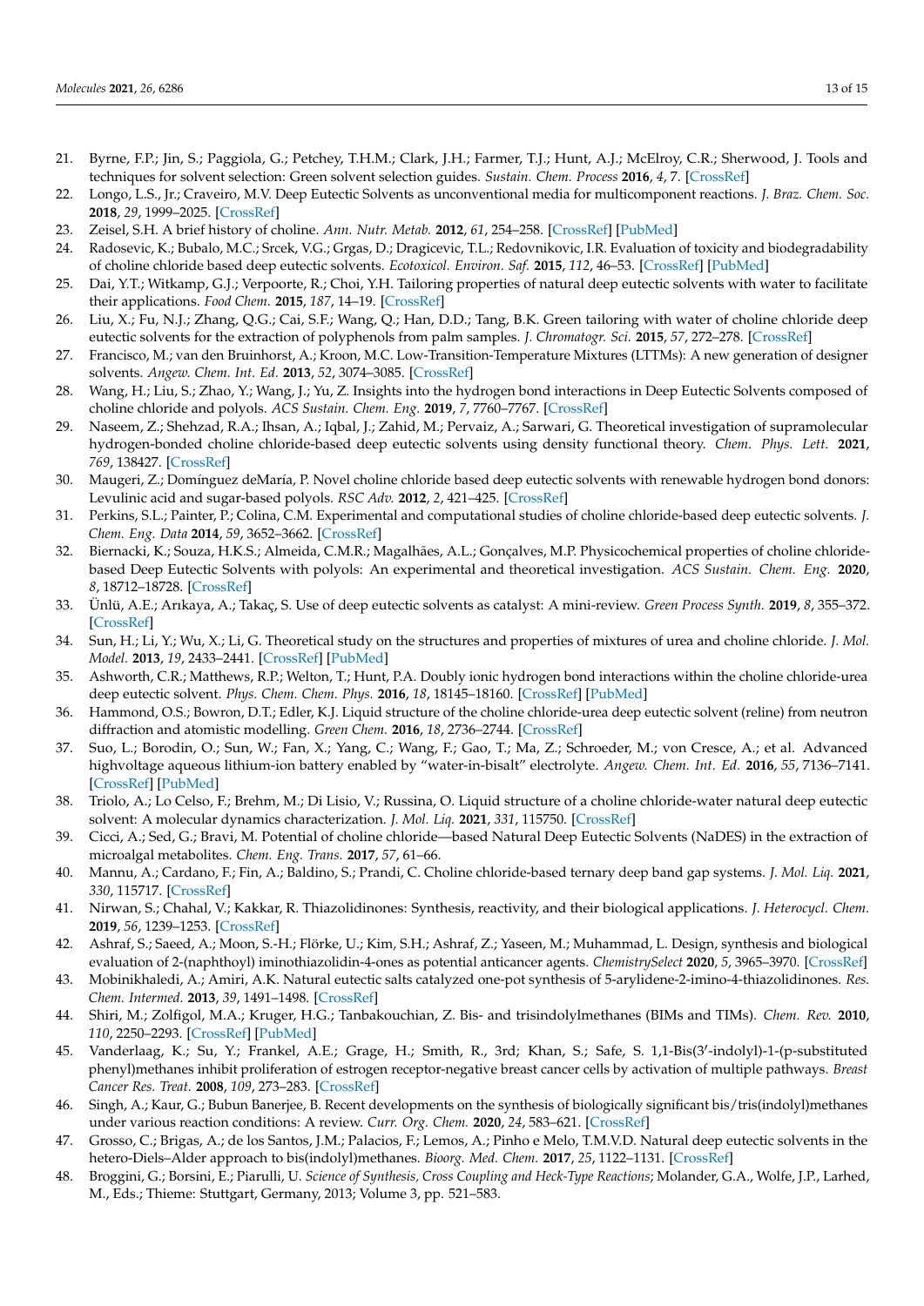21. Byrne, F.P.; Jin, S.; Paggiola, G.; Petchey, T.H.M.; Clark, J.H.; Farmer, T.J.; Hunt, A.J.; McElroy, C.R.; Sherwood, J. Tools and techniques for solvent selection: Green solvent selection guides. *Sustain. Chem. Process* **2016**, *4*, 7. [CrossRef]
22. Longo, L.S., Jr.; Craveiro, M.V. Deep Eutectic Solvents as unconventional media for multicomponent reactions. *J. Braz. Chem. Soc.* **2018**, *29*, 1999–2025. [CrossRef]
23. Zeisel, S.H. A brief history of choline. *Ann. Nutr. Metab.* **2012**, *61*, 254–258. [CrossRef] [PubMed]
24. Radosevic, K.; Bubalo, M.C.; Srcek, V.G.; Grgas, D.; Dragicevic, T.L.; Redovnikovic, I.R. Evaluation of toxicity and biodegradability of choline chloride based deep eutectic solvents. *Ecotoxicol. Environ. Saf.* **2015**, *112*, 46–53. [CrossRef] [PubMed]
25. Dai, Y.T.; Witkamp, G.J.; Verpoorte, R.; Choi, Y.H. Tailoring properties of natural deep eutectic solvents with water to facilitate their applications. *Food Chem.* **2015**, *187*, 14–19. [CrossRef]
26. Liu, X.; Fu, N.J.; Zhang, Q.G.; Cai, S.F.; Wang, Q.; Han, D.D.; Tang, B.K. Green tailoring with water of choline chloride deep eutectic solvents for the extraction of polyphenols from palm samples. *J. Chromatogr. Sci.* **2015**, *57*, 272–278. [CrossRef]
27. Francisco, M.; van den Bruinhorst, A.; Kroon, M.C. Low-Transition-Temperature Mixtures (LTTMs): A new generation of designer solvents. *Angew. Chem. Int. Ed.* **2013**, *52*, 3074–3085. [CrossRef]
28. Wang, H.; Liu, S.; Zhao, Y.; Wang, J.; Yu, Z. Insights into the hydrogen bond interactions in Deep Eutectic Solvents composed of choline chloride and polyols. *ACS Sustain. Chem. Eng.* **2019**, *7*, 7760–7767. [CrossRef]
29. Naseem, Z.; Shehzad, R.A.; Ihsan, A.; Iqbal, J.; Zahid, M.; Pervaiz, A.; Sarwari, G. Theoretical investigation of supramolecular hydrogen-bonded choline chloride-based deep eutectic solvents using density functional theory. *Chem. Phys. Lett.* **2021**, *769*, 138427. [CrossRef]
30. Maugeri, Z.; Domínguez deMaría, P. Novel choline chloride based deep eutectic solvents with renewable hydrogen bond donors: Levulinic acid and sugar-based polyols. *RSC Adv.* **2012**, *2*, 421–425. [CrossRef]
31. Perkins, S.L.; Painter, P.; Colina, C.M. Experimental and computational studies of choline chloride-based deep eutectic solvents. *J. Chem. Eng. Data* **2014**, *59*, 3652–3662. [CrossRef]
32. Biernacki, K.; Souza, H.K.S.; Almeida, C.M.R.; Magalhães, A.L.; Gonçalves, M.P. Physicochemical properties of choline chloride-based Deep Eutectic Solvents with polyols: An experimental and theoretical investigation. *ACS Sustain. Chem. Eng.* **2020**, *8*, 18712–18728. [CrossRef]
33. Ünlü, A.E.; Arıkaya, A.; Takaç, S. Use of deep eutectic solvents as catalyst: A mini-review. *Green Process Synth.* **2019**, *8*, 355–372. [CrossRef]
34. Sun, H.; Li, Y.; Wu, X.; Li, G. Theoretical study on the structures and properties of mixtures of urea and choline chloride. *J. Mol. Model.* **2013**, *19*, 2433–2441. [CrossRef] [PubMed]
35. Ashworth, C.R.; Matthews, R.P.; Welton, T.; Hunt, P.A. Doubly ionic hydrogen bond interactions within the choline chloride-urea deep eutectic solvent. *Phys. Chem. Chem. Phys.* **2016**, *18*, 18145–18160. [CrossRef] [PubMed]
36. Hammond, O.S.; Bowron, D.T.; Edler, K.J. Liquid structure of the choline chloride-urea deep eutectic solvent (reline) from neutron diffraction and atomistic modelling. *Green Chem.* **2016**, *18*, 2736–2744. [CrossRef]
37. Suo, L.; Borodin, O.; Sun, W.; Fan, X.; Yang, C.; Wang, F.; Gao, T.; Ma, Z.; Schroeder, M.; von Cresce, A.; et al. Advanced highvoltage aqueous lithium-ion battery enabled by "water-in-bisalt" electrolyte. *Angew. Chem. Int. Ed.* **2016**, *55*, 7136–7141. [CrossRef] [PubMed]
38. Triolo, A.; Lo Celso, F.; Brehm, M.; Di Lisio, V.; Russina, O. Liquid structure of a choline chloride-water natural deep eutectic solvent: A molecular dynamics characterization. *J. Mol. Liq.* **2021**, *331*, 115750. [CrossRef]
39. Cicci, A.; Sed, G.; Bravi, M. Potential of choline chloride—based Natural Deep Eutectic Solvents (NaDES) in the extraction of microalgal metabolites. *Chem. Eng. Trans.* **2017**, *57*, 61–66.
40. Mannu, A.; Cardano, F.; Fin, A.; Baldino, S.; Prandi, C. Choline chloride-based ternary deep band gap systems. *J. Mol. Liq.* **2021**, *330*, 115717. [CrossRef]
41. Nirwan, S.; Chahal, V.; Kakkar, R. Thiazolidinones: Synthesis, reactivity, and their biological applications. *J. Heterocycl. Chem.* **2019**, *56*, 1239–1253. [CrossRef]
42. Ashraf, S.; Saeed, A.; Moon, S.-H.; Flörke, U.; Kim, S.H.; Ashraf, Z.; Yaseen, M.; Muhammad, L. Design, synthesis and biological evaluation of 2-(naphthoyl) iminothiazolidin-4-ones as potential anticancer agents. *ChemistrySelect* **2020**, *5*, 3965–3970. [CrossRef]
43. Mobinikhaledi, A.; Amiri, A.K. Natural eutectic salts catalyzed one-pot synthesis of 5-arylidene-2-imino-4-thiazolidinones. *Res. Chem. Intermed.* **2013**, *39*, 1491–1498. [CrossRef]
44. Shiri, M.; Zolfigol, M.A.; Kruger, H.G.; Tanbakouchian, Z. Bis- and trisindolylmethanes (BIMs and TIMs). *Chem. Rev.* **2010**, *110*, 2250–2293. [CrossRef] [PubMed]
45. Vanderlaag, K.; Su, Y.; Frankel, A.E.; Grage, H.; Smith, R., 3rd; Khan, S.; Safe, S. 1,1-Bis(3′-indolyl)-1-(p-substituted phenyl)methanes inhibit proliferation of estrogen receptor-negative breast cancer cells by activation of multiple pathways. *Breast Cancer Res. Treat.* **2008**, *109*, 273–283. [CrossRef]
46. Singh, A.; Kaur, G.; Bubun Banerjee, B. Recent developments on the synthesis of biologically significant bis/tris(indolyl)methanes under various reaction conditions: A review. *Curr. Org. Chem.* **2020**, *24*, 583–621. [CrossRef]
47. Grosso, C.; Brigas, A.; de los Santos, J.M.; Palacios, F.; Lemos, A.; Pinho e Melo, T.M.V.D. Natural deep eutectic solvents in the hetero-Diels–Alder approach to bis(indolyl)methanes. *Bioorg. Med. Chem.* **2017**, *25*, 1122–1131. [CrossRef]
48. Broggini, G.; Borsini, E.; Piarulli, U. *Science of Synthesis, Cross Coupling and Heck-Type Reactions*; Molander, G.A., Wolfe, J.P., Larhed, M., Eds.; Thieme: Stuttgart, Germany, 2013; Volume 3, pp. 521–583.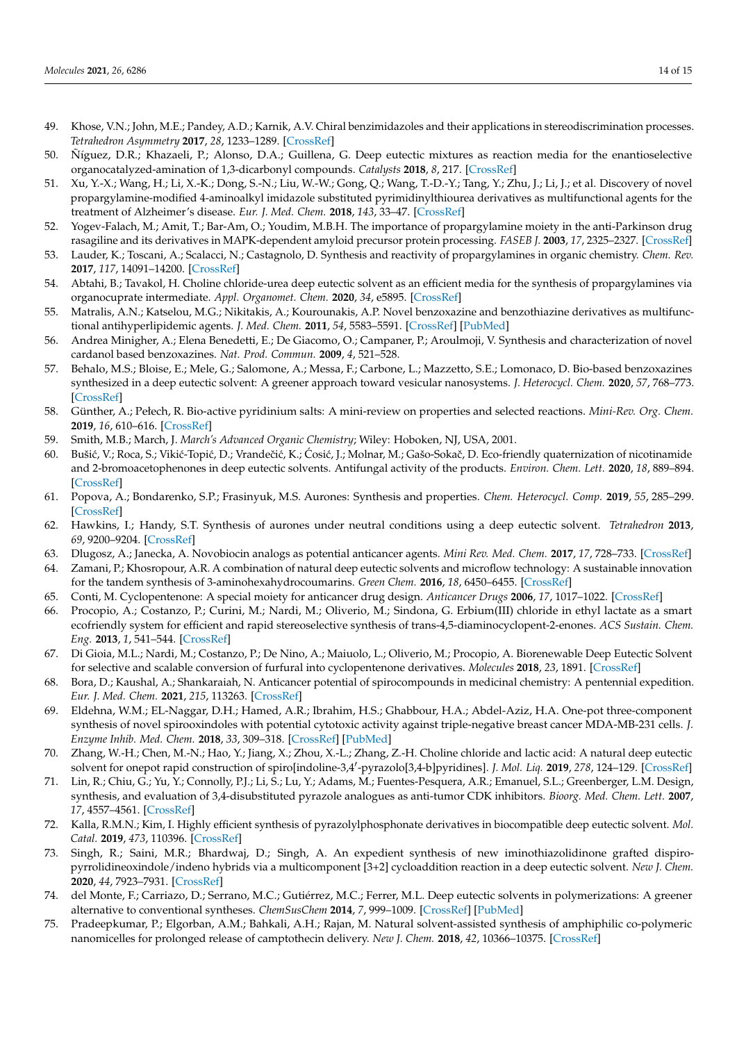49. Khose, V.N.; John, M.E.; Pandey, A.D.; Karnik, A.V. Chiral benzimidazoles and their applications in stereodiscrimination processes. *Tetrahedron Asymmetry* **2017**, *28*, 1233–1289. [CrossRef]
50. Ñíguez, D.R.; Khazaeli, P.; Alonso, D.A.; Guillena, G. Deep eutectic mixtures as reaction media for the enantioselective organocatalyzed-amination of 1,3-dicarbonyl compounds. *Catalysts* **2018**, *8*, 217. [CrossRef]
51. Xu, Y.-X.; Wang, H.; Li, X.-K.; Dong, S.-N.; Liu, W.-W.; Gong, Q.; Wang, T.-D.-Y.; Tang, Y.; Zhu, J.; Li, J.; et al. Discovery of novel propargylamine-modified 4-aminoalkyl imidazole substituted pyrimidinylthiourea derivatives as multifunctional agents for the treatment of Alzheimer's disease. *Eur. J. Med. Chem.* **2018**, *143*, 33–47. [CrossRef]
52. Yogev-Falach, M.; Amit, T.; Bar-Am, O.; Youdim, M.B.H. The importance of propargylamine moiety in the anti-Parkinson drug rasagiline and its derivatives in MAPK-dependent amyloid precursor protein processing. *FASEB J.* **2003**, *17*, 2325–2327. [CrossRef]
53. Lauder, K.; Toscani, A.; Scalacci, N.; Castagnolo, D. Synthesis and reactivity of propargylamines in organic chemistry. *Chem. Rev.* **2017**, *117*, 14091–14200. [CrossRef]
54. Abtahi, B.; Tavakol, H. Choline chloride-urea deep eutectic solvent as an efficient media for the synthesis of propargylamines via organocuprate intermediate. *Appl. Organomet. Chem.* **2020**, *34*, e5895. [CrossRef]
55. Matralis, A.N.; Katselou, M.G.; Nikitakis, A.; Kourounakis, A.P. Novel benzoxazine and benzothiazine derivatives as multifunctional antihyperlipidemic agents. *J. Med. Chem.* **2011**, *54*, 5583–5591. [CrossRef] [PubMed]
56. Andrea Minigher, A.; Elena Benedetti, E.; De Giacomo, O.; Campaner, P.; Aroulmoji, V. Synthesis and characterization of novel cardanol based benzoxazines. *Nat. Prod. Commun.* **2009**, *4*, 521–528.
57. Behalo, M.S.; Bloise, E.; Mele, G.; Salomone, A.; Messa, F.; Carbone, L.; Mazzetto, S.E.; Lomonaco, D. Bio-based benzoxazines synthesized in a deep eutectic solvent: A greener approach toward vesicular nanosystems. *J. Heterocycl. Chem.* **2020**, *57*, 768–773. [CrossRef]
58. Günther, A.; Pełech, R. Bio-active pyridinium salts: A mini-review on properties and selected reactions. *Mini-Rev. Org. Chem.* **2019**, *16*, 610–616. [CrossRef]
59. Smith, M.B.; March, J. *March's Advanced Organic Chemistry*; Wiley: Hoboken, NJ, USA, 2001.
60. Bušić, V.; Roca, S.; Vikić-Topić, D.; Vrandečić, K.; Ćosić, J.; Molnar, M.; Gašo-Sokač, D. Eco-friendly quaternization of nicotinamide and 2-bromoacetophenones in deep eutectic solvents. Antifungal activity of the products. *Environ. Chem. Lett.* **2020**, *18*, 889–894. [CrossRef]
61. Popova, A.; Bondarenko, S.P.; Frasinyuk, M.S. Aurones: Synthesis and properties. *Chem. Heterocycl. Comp.* **2019**, *55*, 285–299. [CrossRef]
62. Hawkins, I.; Handy, S.T. Synthesis of aurones under neutral conditions using a deep eutectic solvent. *Tetrahedron* **2013**, *69*, 9200–9204. [CrossRef]
63. Dlugosz, A.; Janecka, A. Novobiocin analogs as potential anticancer agents. *Mini Rev. Med. Chem.* **2017**, *17*, 728–733. [CrossRef]
64. Zamani, P.; Khosropour, A.R. A combination of natural deep eutectic solvents and microflow technology: A sustainable innovation for the tandem synthesis of 3-aminohexahydrocoumarins. *Green Chem.* **2016**, *18*, 6450–6455. [CrossRef]
65. Conti, M. Cyclopentenone: A special moiety for anticancer drug design. *Anticancer Drugs* **2006**, *17*, 1017–1022. [CrossRef]
66. Procopio, A.; Costanzo, P.; Curini, M.; Nardi, M.; Oliverio, M.; Sindona, G. Erbium(III) chloride in ethyl lactate as a smart ecofriendly system for efficient and rapid stereoselective synthesis of trans-4,5-diaminocyclopent-2-enones. *ACS Sustain. Chem. Eng.* **2013**, *1*, 541–544. [CrossRef]
67. Di Gioia, M.L.; Nardi, M.; Costanzo, P.; De Nino, A.; Maiuolo, L.; Oliverio, M.; Procopio, A. Biorenewable Deep Eutectic Solvent for selective and scalable conversion of furfural into cyclopentenone derivatives. *Molecules* **2018**, *23*, 1891. [CrossRef]
68. Bora, D.; Kaushal, A.; Shankaraiah, N. Anticancer potential of spirocompounds in medicinal chemistry: A pentennial expedition. *Eur. J. Med. Chem.* **2021**, *215*, 113263. [CrossRef]
69. Eldehna, W.M.; EL-Naggar, D.H.; Hamed, A.R.; Ibrahim, H.S.; Ghabbour, H.A.; Abdel-Aziz, H.A. One-pot three-component synthesis of novel spirooxindoles with potential cytotoxic activity against triple-negative breast cancer MDA-MB-231 cells. *J. Enzyme Inhib. Med. Chem.* **2018**, *33*, 309–318. [CrossRef] [PubMed]
70. Zhang, W.-H.; Chen, M.-N.; Hao, Y.; Jiang, X.; Zhou, X.-L.; Zhang, Z.-H. Choline chloride and lactic acid: A natural deep eutectic solvent for onepot rapid construction of spiro[indoline-3,4′-pyrazolo[3,4-b]pyridines]. *J. Mol. Liq.* **2019**, *278*, 124–129. [CrossRef]
71. Lin, R.; Chiu, G.; Yu, Y.; Connolly, P.J.; Li, S.; Lu, Y.; Adams, M.; Fuentes-Pesquera, A.R.; Emanuel, S.L.; Greenberger, L.M. Design, synthesis, and evaluation of 3,4-disubstituted pyrazole analogues as anti-tumor CDK inhibitors. *Bioorg. Med. Chem. Lett.* **2007**, *17*, 4557–4561. [CrossRef]
72. Kalla, R.M.N.; Kim, I. Highly efficient synthesis of pyrazolylphosphonate derivatives in biocompatible deep eutectic solvent. *Mol. Catal.* **2019**, *473*, 110396. [CrossRef]
73. Singh, R.; Saini, M.R.; Bhardwaj, D.; Singh, A. An expedient synthesis of new iminothiazolidinone grafted dispiropyrrolidineoxindole/indeno hybrids via a multicomponent [3+2] cycloaddition reaction in a deep eutectic solvent. *New J. Chem.* **2020**, *44*, 7923–7931. [CrossRef]
74. del Monte, F.; Carriazo, D.; Serrano, M.C.; Gutiérrez, M.C.; Ferrer, M.L. Deep eutectic solvents in polymerizations: A greener alternative to conventional syntheses. *ChemSusChem* **2014**, *7*, 999–1009. [CrossRef] [PubMed]
75. Pradeepkumar, P.; Elgorban, A.M.; Bahkali, A.H.; Rajan, M. Natural solvent-assisted synthesis of amphiphilic co-polymeric nanomicelles for prolonged release of camptothecin delivery. *New J. Chem.* **2018**, *42*, 10366–10375. [CrossRef]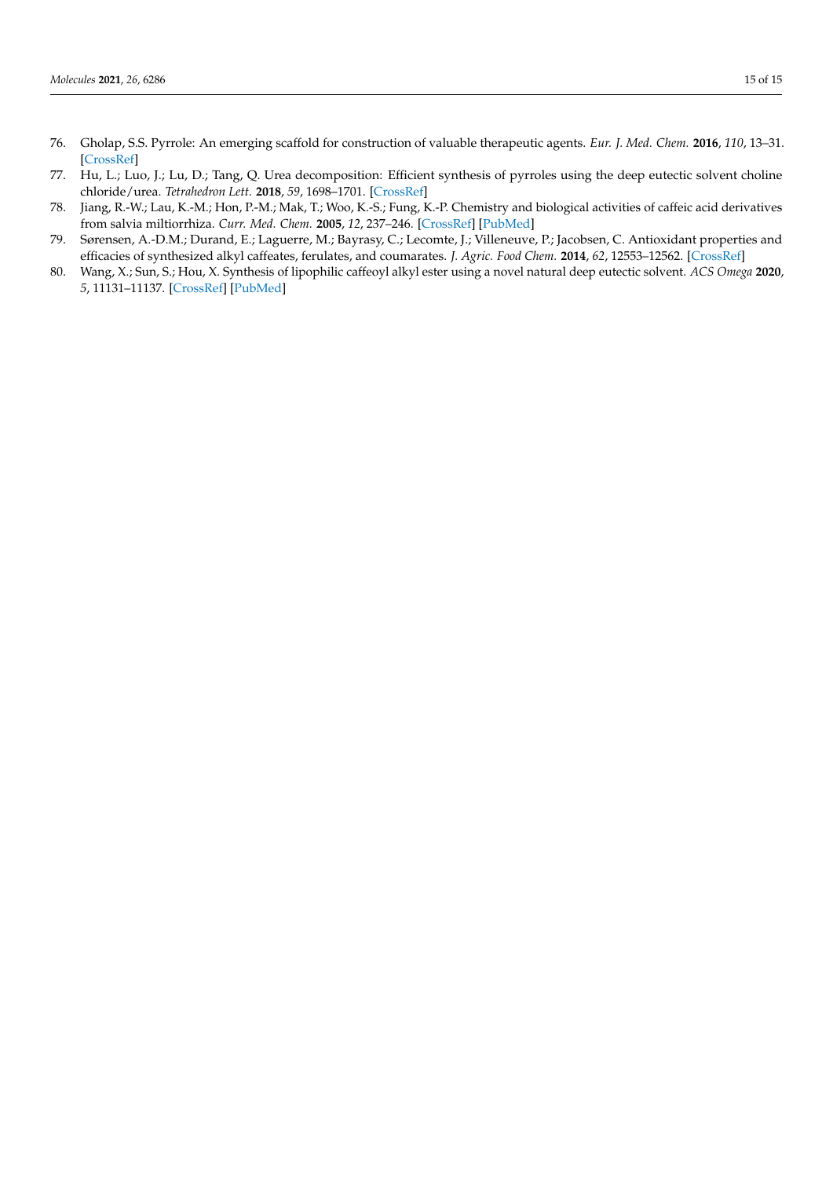76. Gholap, S.S. Pyrrole: An emerging scaffold for construction of valuable therapeutic agents. *Eur. J. Med. Chem.* **2016**, *110*, 13–31. [CrossRef]
77. Hu, L.; Luo, J.; Lu, D.; Tang, Q. Urea decomposition: Efficient synthesis of pyrroles using the deep eutectic solvent choline chloride/urea. *Tetrahedron Lett.* **2018**, *59*, 1698–1701. [CrossRef]
78. Jiang, R.-W.; Lau, K.-M.; Hon, P.-M.; Mak, T.; Woo, K.-S.; Fung, K.-P. Chemistry and biological activities of caffeic acid derivatives from salvia miltiorrhiza. *Curr. Med. Chem.* **2005**, *12*, 237–246. [CrossRef] [PubMed]
79. Sørensen, A.-D.M.; Durand, E.; Laguerre, M.; Bayrasy, C.; Lecomte, J.; Villeneuve, P.; Jacobsen, C. Antioxidant properties and efficacies of synthesized alkyl caffeates, ferulates, and coumarates. *J. Agric. Food Chem.* **2014**, *62*, 12553–12562. [CrossRef]
80. Wang, X.; Sun, S.; Hou, X. Synthesis of lipophilic caffeoyl alkyl ester using a novel natural deep eutectic solvent. *ACS Omega* **2020**, *5*, 11131–11137. [CrossRef] [PubMed]